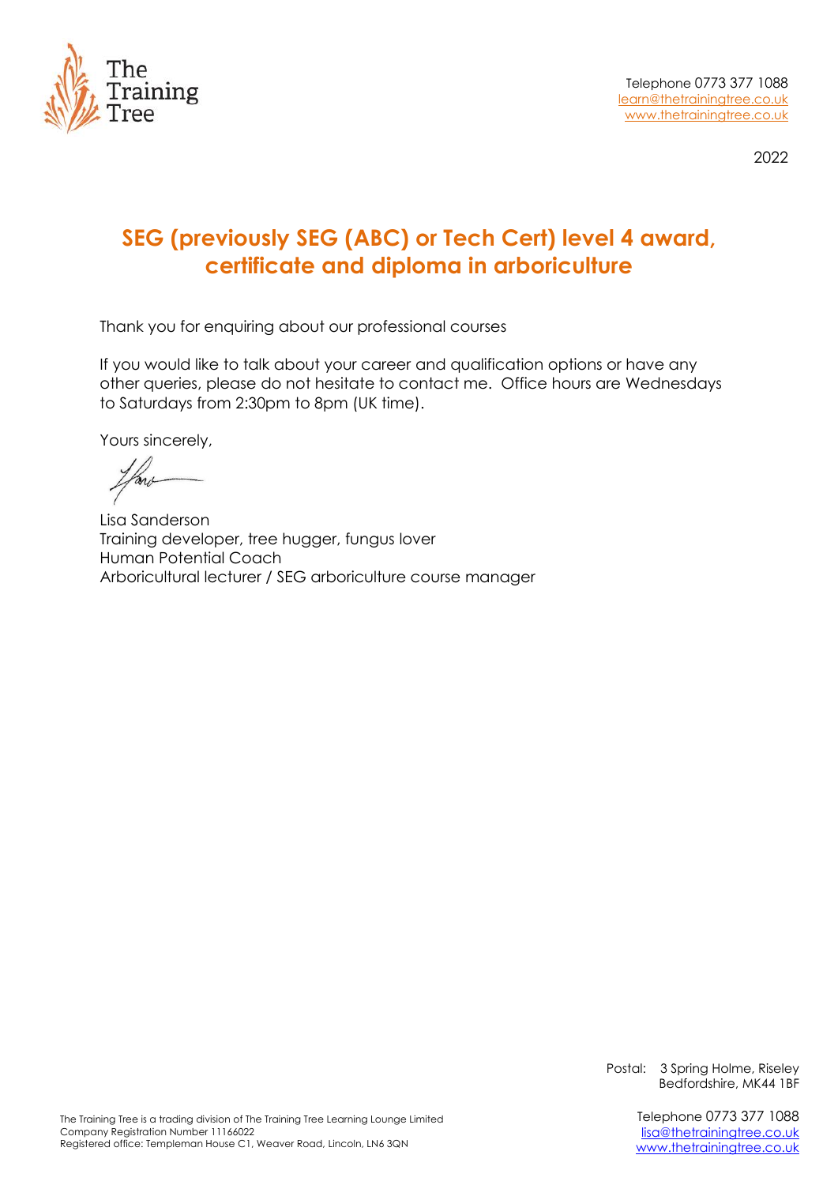The Training Tree

Telephone 0773 377 1088
learn@thetrainingtree.co.uk
www.thetrainingtree.co.uk

2022

# SEG (previously SEG (ABC) or Tech Cert) level 4 award, certificate and diploma in arboriculture

Thank you for enquiring about our professional courses

If you would like to talk about your career and qualification options or have any other queries, please do not hesitate to contact me. Office hours are Wednesdays to Saturdays from 2:30pm to 8pm (UK time).

Yours sincerely,

Lisa Sanderson
Training developer, tree hugger, fungus lover
Human Potential Coach
Arboricultural lecturer / SEG arboriculture course manager

Postal: 3 Spring Holme, Riseley
Bedfordshire, MK44 1BF

The Training Tree is a trading division of The Training Tree Learning Lounge Limited
Company Registration Number 11166022
Registered office: Templeman House C1, Weaver Road, Lincoln, LN6 3QN

Telephone 0773 377 1088
lisa@thetrainingtree.co.uk
www.thetrainingtree.co.uk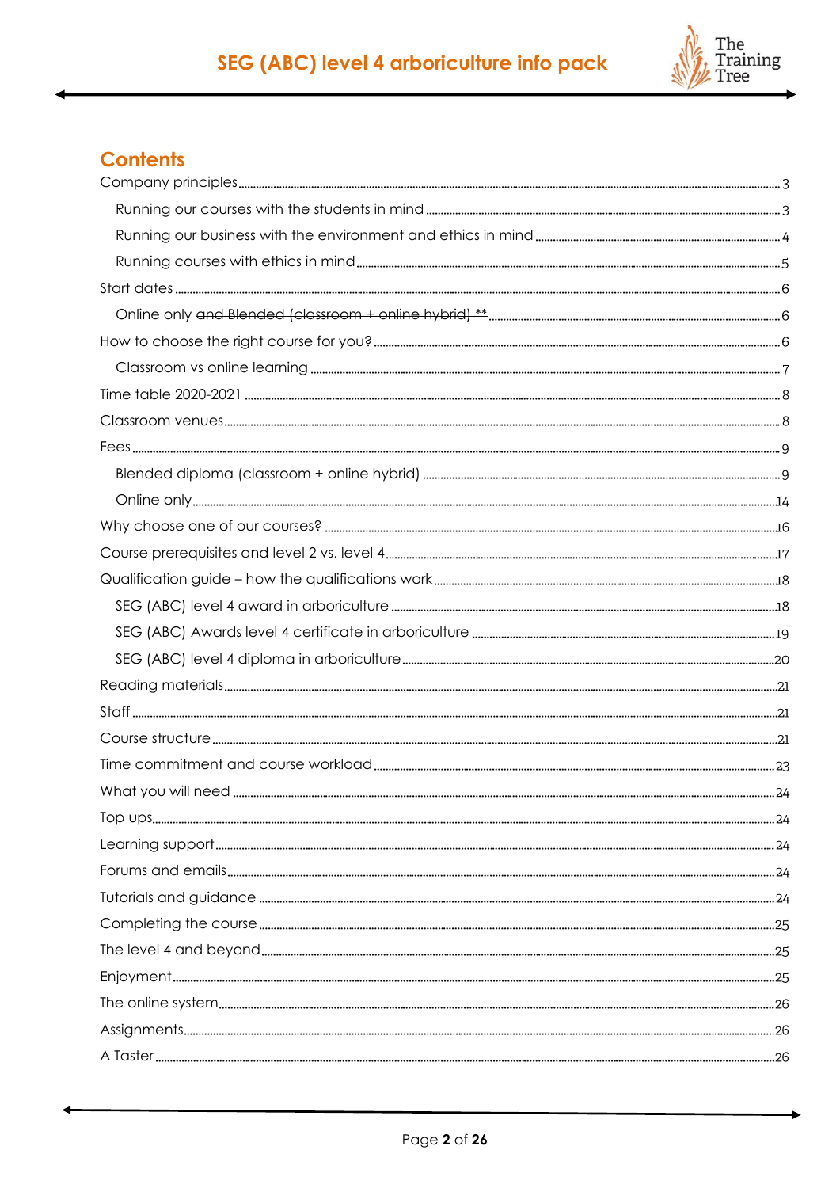## Contents

Company principles ... 3

- Running our courses with the students in mind ... 3
- Running our business with the environment and ethics in mind ... 4
- Running courses with ethics in mind ... 5

Start dates ... 6

- Online only ~~and Blended (classroom + online hybrid) **~~ ... 6

How to choose the right course for you? ... 6

- Classroom vs online learning ... 7

Time table 2020-2021 ... 8

Classroom venues ... 8

Fees ... 9

- Blended diploma (classroom + online hybrid) ... 9
- Online only ... 14

Why choose one of our courses? ... 16

Course prerequisites and level 2 vs. level 4 ... 17

Qualification guide – how the qualifications work ... 18

- SEG (ABC) level 4 award in arboriculture ... 18
- SEG (ABC) Awards level 4 certificate in arboriculture ... 19
- SEG (ABC) level 4 diploma in arboriculture ... 20

Reading materials ... 21

Staff ... 21

Course structure ... 21

Time commitment and course workload ... 23

What you will need ... 24

Top ups ... 24

Learning support ... 24

Forums and emails ... 24

Tutorials and guidance ... 24

Completing the course ... 25

The level 4 and beyond ... 25

Enjoyment ... 25

The online system ... 26

Assignments ... 26

A Taster ... 26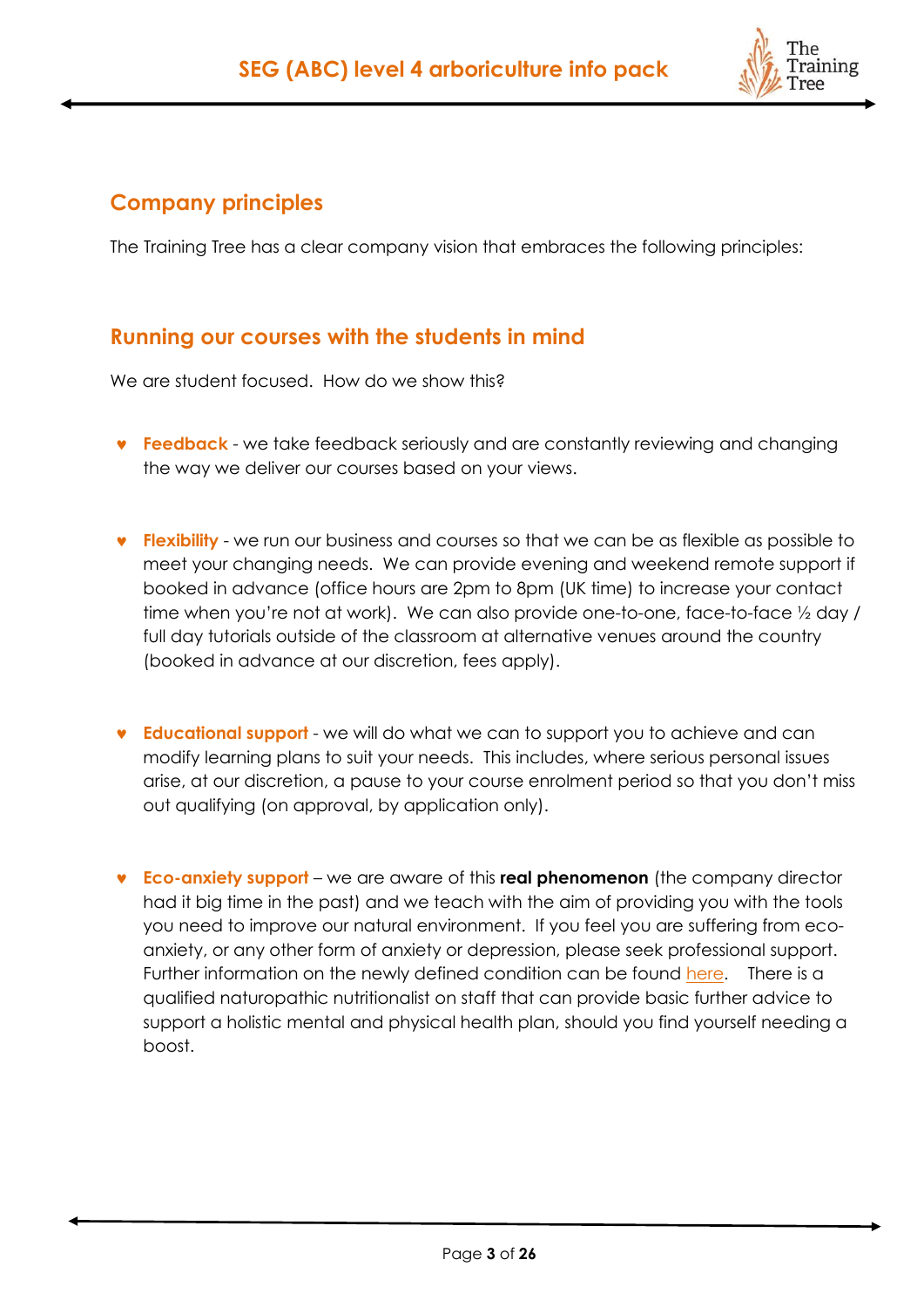## Company principles

The Training Tree has a clear company vision that embraces the following principles:

## Running our courses with the students in mind

We are student focused. How do we show this?

- **Feedback** - we take feedback seriously and are constantly reviewing and changing the way we deliver our courses based on your views.

- **Flexibility** - we run our business and courses so that we can be as flexible as possible to meet your changing needs. We can provide evening and weekend remote support if booked in advance (office hours are 2pm to 8pm (UK time) to increase your contact time when you're not at work). We can also provide one-to-one, face-to-face ½ day / full day tutorials outside of the classroom at alternative venues around the country (booked in advance at our discretion, fees apply).

- **Educational support** - we will do what we can to support you to achieve and can modify learning plans to suit your needs. This includes, where serious personal issues arise, at our discretion, a pause to your course enrolment period so that you don't miss out qualifying (on approval, by application only).

- **Eco-anxiety support** – we are aware of this **real phenomenon** (the company director had it big time in the past) and we teach with the aim of providing you with the tools you need to improve our natural environment. If you feel you are suffering from eco-anxiety, or any other form of anxiety or depression, please seek professional support. Further information on the newly defined condition can be found here. There is a qualified naturopathic nutritionalist on staff that can provide basic further advice to support a holistic mental and physical health plan, should you find yourself needing a boost.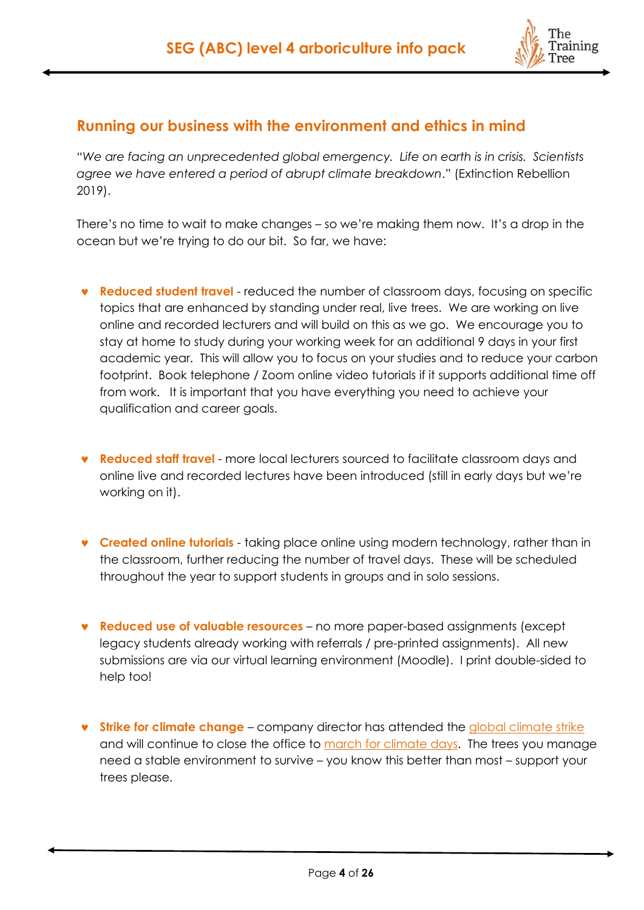## Running our business with the environment and ethics in mind

"*We are facing an unprecedented global emergency. Life on earth is in crisis. Scientists agree we have entered a period of abrupt climate breakdown*." (Extinction Rebellion 2019).

There's no time to wait to make changes – so we're making them now. It's a drop in the ocean but we're trying to do our bit. So far, we have:

- **Reduced student travel** - reduced the number of classroom days, focusing on specific topics that are enhanced by standing under real, live trees. We are working on live online and recorded lecturers and will build on this as we go. We encourage you to stay at home to study during your working week for an additional 9 days in your first academic year. This will allow you to focus on your studies and to reduce your carbon footprint. Book telephone / Zoom online video tutorials if it supports additional time off from work. It is important that you have everything you need to achieve your qualification and career goals.

- **Reduced staff travel** - more local lecturers sourced to facilitate classroom days and online live and recorded lectures have been introduced (still in early days but we're working on it).

- **Created online tutorials** - taking place online using modern technology, rather than in the classroom, further reducing the number of travel days. These will be scheduled throughout the year to support students in groups and in solo sessions.

- **Reduced use of valuable resources** – no more paper-based assignments (except legacy students already working with referrals / pre-printed assignments). All new submissions are via our virtual learning environment (Moodle). I print double-sided to help too!

- **Strike for climate change** – company director has attended the global climate strike and will continue to close the office to march for climate days. The trees you manage need a stable environment to survive – you know this better than most – support your trees please.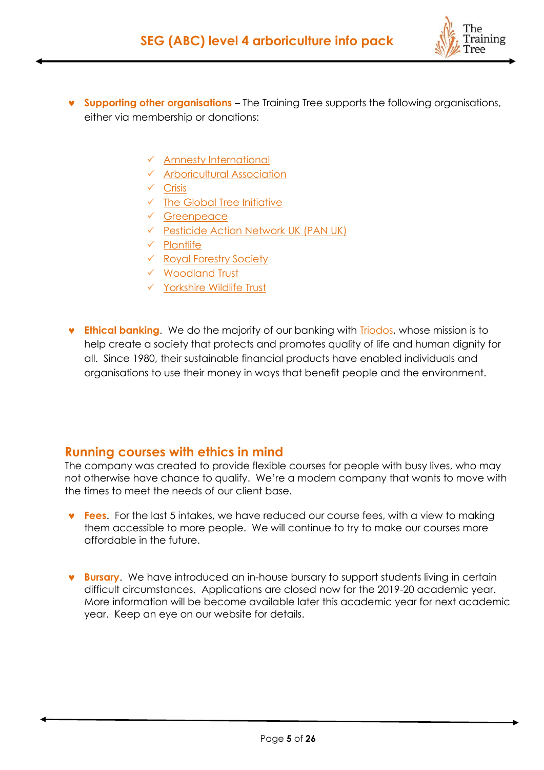- **Supporting other organisations** – The Training Tree supports the following organisations, either via membership or donations:

  - ✓ Amnesty International
  - ✓ Arboricultural Association
  - ✓ Crisis
  - ✓ The Global Tree Initiative
  - ✓ Greenpeace
  - ✓ Pesticide Action Network UK (PAN UK)
  - ✓ Plantlife
  - ✓ Royal Forestry Society
  - ✓ Woodland Trust
  - ✓ Yorkshire Wildlife Trust

- **Ethical banking**. We do the majority of our banking with Triodos, whose mission is to help create a society that protects and promotes quality of life and human dignity for all. Since 1980, their sustainable financial products have enabled individuals and organisations to use their money in ways that benefit people and the environment.

## Running courses with ethics in mind

The company was created to provide flexible courses for people with busy lives, who may not otherwise have chance to qualify. We're a modern company that wants to move with the times to meet the needs of our client base.

- **Fees**. For the last 5 intakes, we have reduced our course fees, with a view to making them accessible to more people. We will continue to try to make our courses more affordable in the future.

- **Bursary**. We have introduced an in-house bursary to support students living in certain difficult circumstances. Applications are closed now for the 2019-20 academic year. More information will be become available later this academic year for next academic year. Keep an eye on our website for details.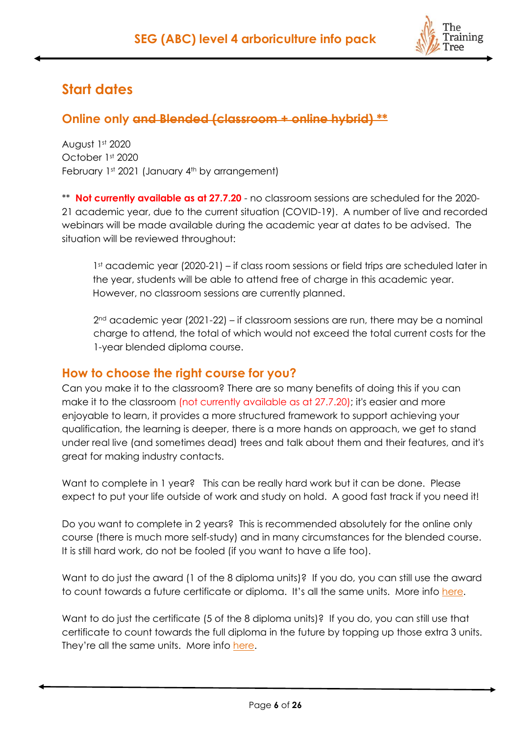## Start dates

### Online only ~~and Blended (classroom + online hybrid) **~~

August 1st 2020
October 1st 2020
February 1st 2021 (January 4th by arrangement)

** **Not currently available as at 27.7.20** - no classroom sessions are scheduled for the 2020-21 academic year, due to the current situation (COVID-19). A number of live and recorded webinars will be made available during the academic year at dates to be advised. The situation will be reviewed throughout:

> 1st academic year (2020-21) – if class room sessions or field trips are scheduled later in the year, students will be able to attend free of charge in this academic year. However, no classroom sessions are currently planned.
>
> 2nd academic year (2021-22) – if classroom sessions are run, there may be a nominal charge to attend, the total of which would not exceed the total current costs for the 1-year blended diploma course.

### How to choose the right course for you?

Can you make it to the classroom? There are so many benefits of doing this if you can make it to the classroom (not currently available as at 27.7.20); it's easier and more enjoyable to learn, it provides a more structured framework to support achieving your qualification, the learning is deeper, there is a more hands on approach, we get to stand under real live (and sometimes dead) trees and talk about them and their features, and it's great for making industry contacts.

Want to complete in 1 year? This can be really hard work but it can be done. Please expect to put your life outside of work and study on hold. A good fast track if you need it!

Do you want to complete in 2 years? This is recommended absolutely for the online only course (there is much more self-study) and in many circumstances for the blended course. It is still hard work, do not be fooled (if you want to have a life too).

Want to do just the award (1 of the 8 diploma units)? If you do, you can still use the award to count towards a future certificate or diploma. It's all the same units. More info here.

Want to do just the certificate (5 of the 8 diploma units)? If you do, you can still use that certificate to count towards the full diploma in the future by topping up those extra 3 units. They're all the same units. More info here.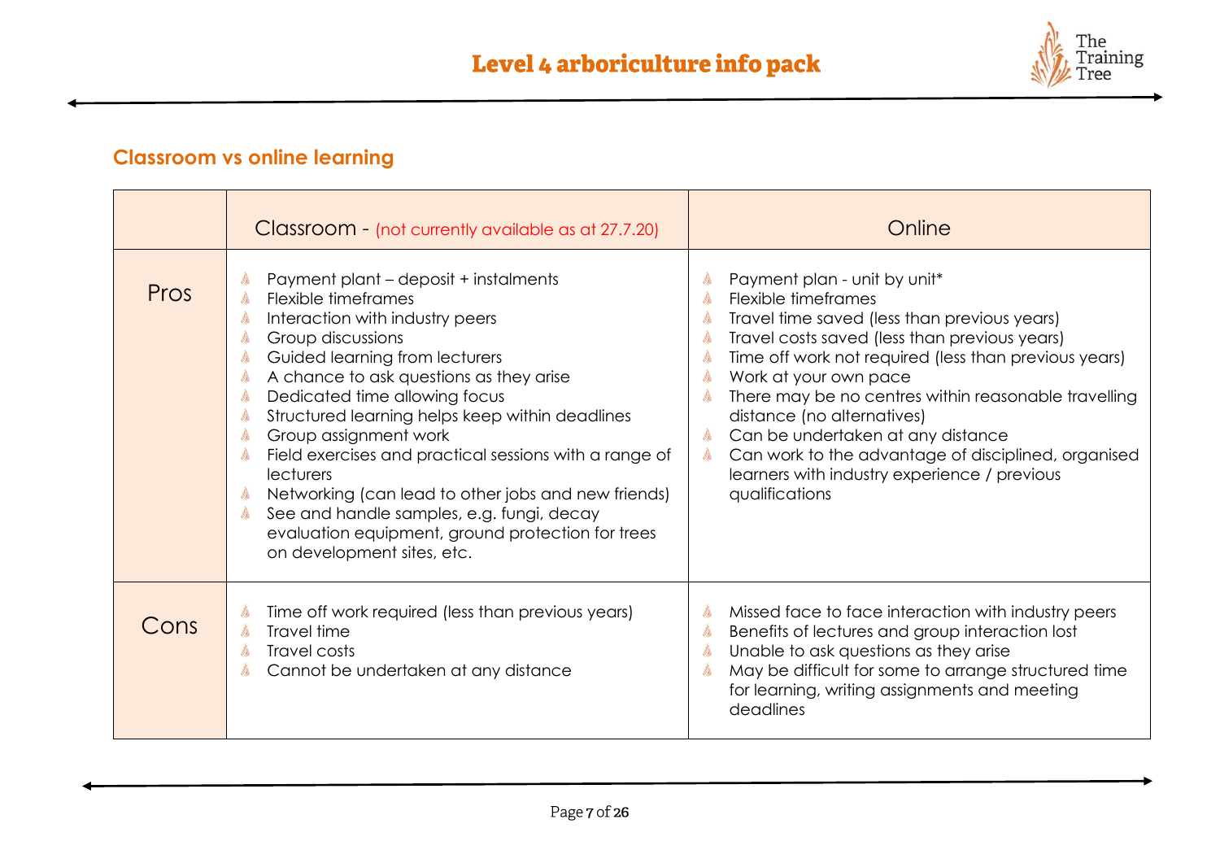## Classroom vs online learning

| | Classroom - (not currently available as at 27.7.20) | Online |
|---|---|---|
| Pros | - Payment plant – deposit + instalments<br>- Flexible timeframes<br>- Interaction with industry peers<br>- Group discussions<br>- Guided learning from lecturers<br>- A chance to ask questions as they arise<br>- Dedicated time allowing focus<br>- Structured learning helps keep within deadlines<br>- Group assignment work<br>- Field exercises and practical sessions with a range of lecturers<br>- Networking (can lead to other jobs and new friends)<br>- See and handle samples, e.g. fungi, decay evaluation equipment, ground protection for trees on development sites, etc. | - Payment plan - unit by unit*<br>- Flexible timeframes<br>- Travel time saved (less than previous years)<br>- Travel costs saved (less than previous years)<br>- Time off work not required (less than previous years)<br>- Work at your own pace<br>- There may be no centres within reasonable travelling distance (no alternatives)<br>- Can be undertaken at any distance<br>- Can work to the advantage of disciplined, organised learners with industry experience / previous qualifications |
| Cons | - Time off work required (less than previous years)<br>- Travel time<br>- Travel costs<br>- Cannot be undertaken at any distance | - Missed face to face interaction with industry peers<br>- Benefits of lectures and group interaction lost<br>- Unable to ask questions as they arise<br>- May be difficult for some to arrange structured time for learning, writing assignments and meeting deadlines |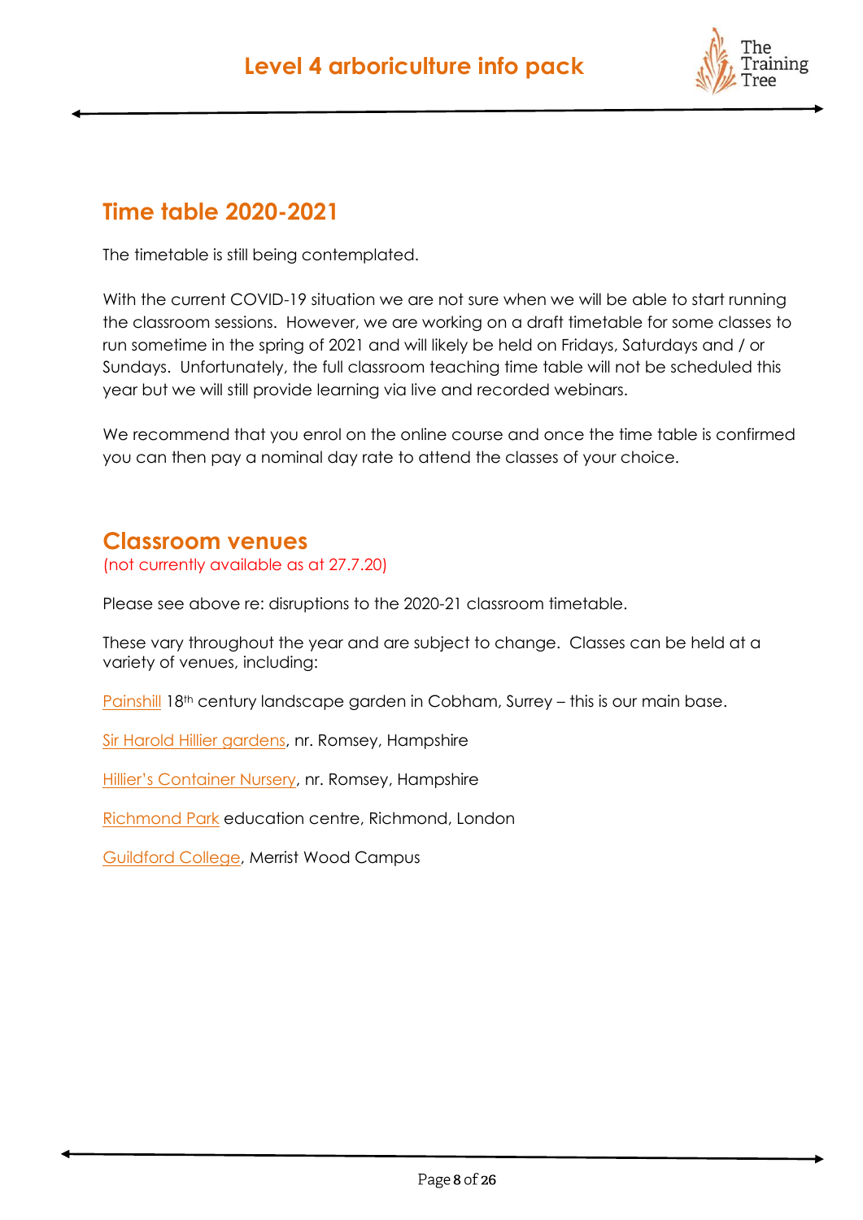## Time table 2020-2021

The timetable is still being contemplated.

With the current COVID-19 situation we are not sure when we will be able to start running the classroom sessions. However, we are working on a draft timetable for some classes to run sometime in the spring of 2021 and will likely be held on Fridays, Saturdays and / or Sundays. Unfortunately, the full classroom teaching time table will not be scheduled this year but we will still provide learning via live and recorded webinars.

We recommend that you enrol on the online course and once the time table is confirmed you can then pay a nominal day rate to attend the classes of your choice.

## Classroom venues

(not currently available as at 27.7.20)

Please see above re: disruptions to the 2020-21 classroom timetable.

These vary throughout the year and are subject to change. Classes can be held at a variety of venues, including:

Painshill 18th century landscape garden in Cobham, Surrey – this is our main base.

Sir Harold Hillier gardens, nr. Romsey, Hampshire

Hillier's Container Nursery, nr. Romsey, Hampshire

Richmond Park education centre, Richmond, London

Guildford College, Merrist Wood Campus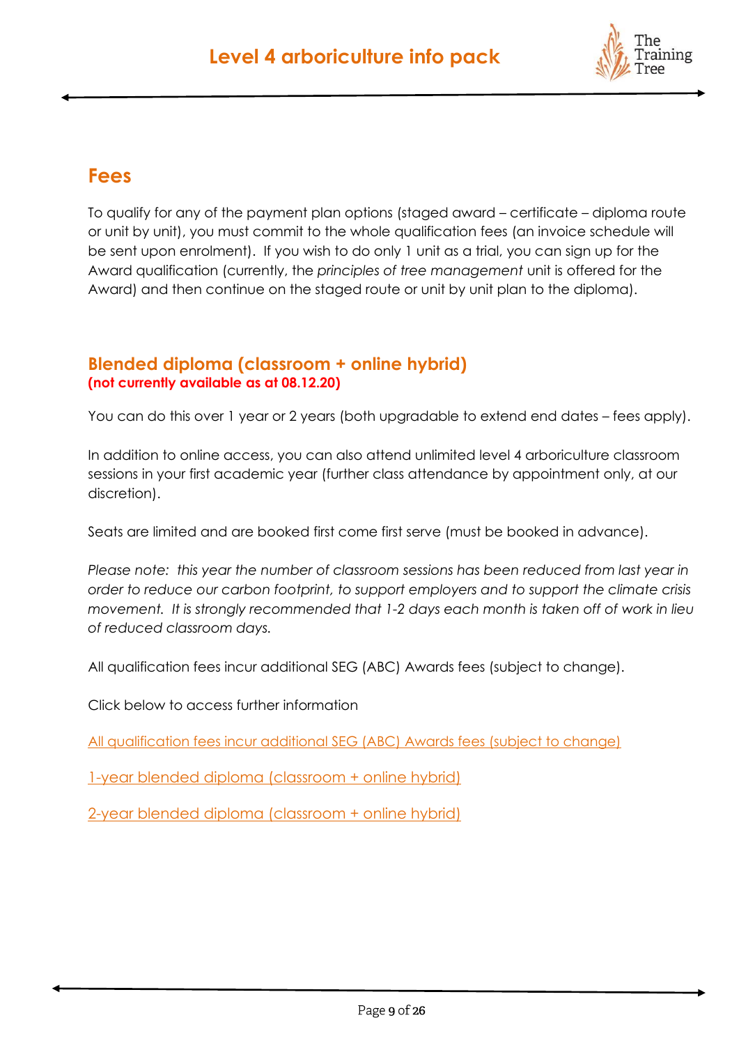## Fees

To qualify for any of the payment plan options (staged award – certificate – diploma route or unit by unit), you must commit to the whole qualification fees (an invoice schedule will be sent upon enrolment). If you wish to do only 1 unit as a trial, you can sign up for the Award qualification (currently, the *principles of tree management* unit is offered for the Award) and then continue on the staged route or unit by unit plan to the diploma).

## Blended diploma (classroom + online hybrid)

**(not currently available as at 08.12.20)**

You can do this over 1 year or 2 years (both upgradable to extend end dates – fees apply).

In addition to online access, you can also attend unlimited level 4 arboriculture classroom sessions in your first academic year (further class attendance by appointment only, at our discretion).

Seats are limited and are booked first come first serve (must be booked in advance).

*Please note: this year the number of classroom sessions has been reduced from last year in order to reduce our carbon footprint, to support employers and to support the climate crisis movement. It is strongly recommended that 1-2 days each month is taken off of work in lieu of reduced classroom days.*

All qualification fees incur additional SEG (ABC) Awards fees (subject to change).

Click below to access further information

All qualification fees incur additional SEG (ABC) Awards fees (subject to change)

1-year blended diploma (classroom + online hybrid)

2-year blended diploma (classroom + online hybrid)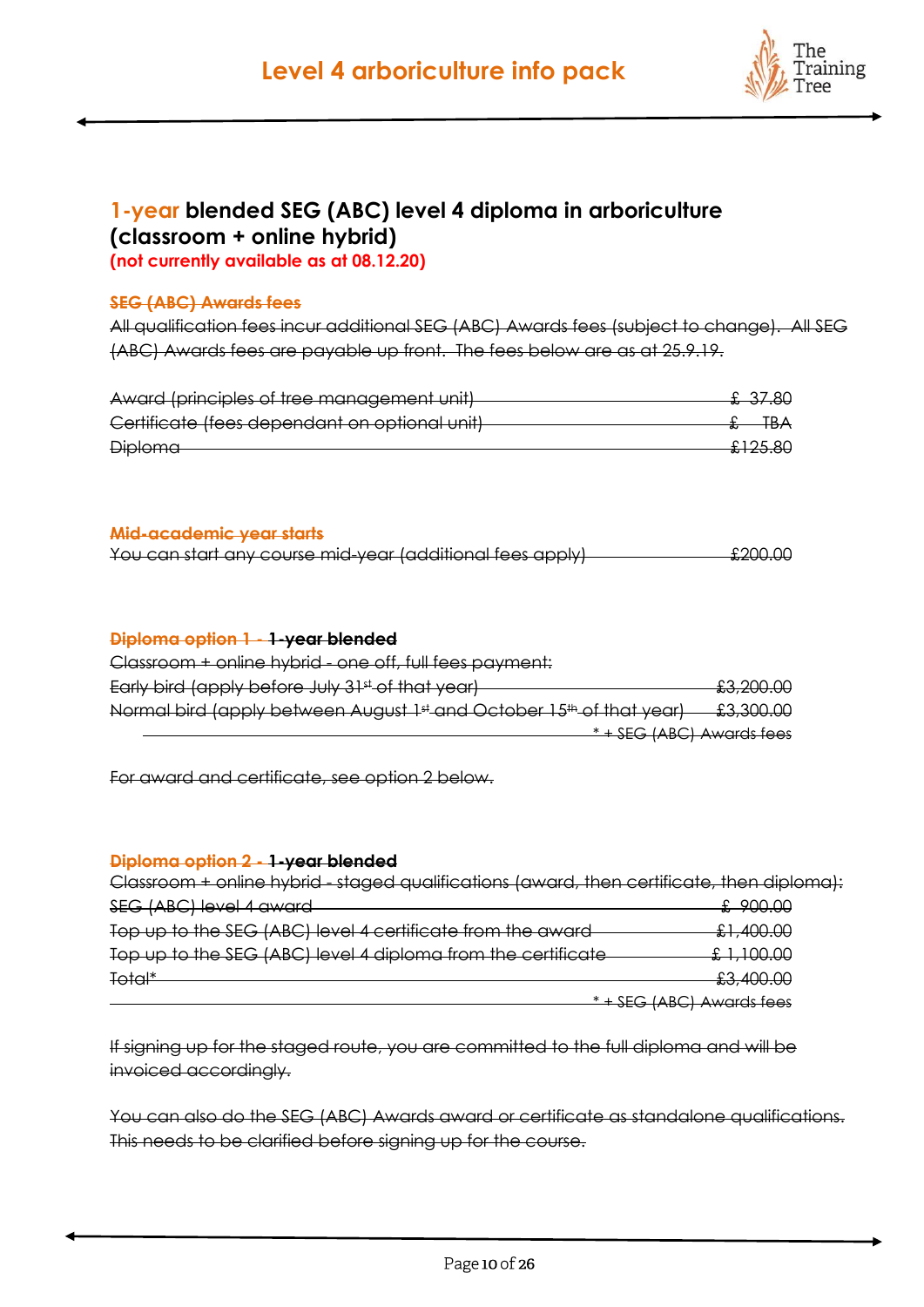## 1-year blended SEG (ABC) level 4 diploma in arboriculture (classroom + online hybrid)

**(not currently available as at 08.12.20)**

~~**SEG (ABC) Awards fees**~~

~~All qualification fees incur additional SEG (ABC) Awards fees (subject to change). All SEG (ABC) Awards fees are payable up front. The fees below are as at 25.9.19.~~

| | |
|---|---|
| ~~Award (principles of tree management unit)~~ | ~~£ 37.80~~ |
| ~~Certificate (fees dependant on optional unit)~~ | ~~£ TBA~~ |
| ~~Diploma~~ | ~~£125.80~~ |

~~**Mid-academic year starts**~~

| | |
|---|---|
| ~~You can start any course mid-year (additional fees apply)~~ | ~~£200.00~~ |

~~**Diploma option 1 - 1-year blended**~~

~~Classroom + online hybrid - one off, full fees payment:~~

| | |
|---|---|
| ~~Early bird (apply before July 31st of that year)~~ | ~~£3,200.00~~ |
| ~~Normal bird (apply between August 1st and October 15th of that year)~~ | ~~£3,300.00~~ |
| | ~~* + SEG (ABC) Awards fees~~ |

~~For award and certificate, see option 2 below.~~

~~**Diploma option 2 - 1-year blended**~~

~~Classroom + online hybrid - staged qualifications (award, then certificate, then diploma):~~

| | |
|---|---|
| ~~SEG (ABC) level 4 award~~ | ~~£ 900.00~~ |
| ~~Top up to the SEG (ABC) level 4 certificate from the award~~ | ~~£1,400.00~~ |
| ~~Top up to the SEG (ABC) level 4 diploma from the certificate~~ | ~~£ 1,100.00~~ |
| ~~Total*~~ | ~~£3,400.00~~ |
| | ~~* + SEG (ABC) Awards fees~~ |

~~If signing up for the staged route, you are committed to the full diploma and will be invoiced accordingly.~~

~~You can also do the SEG (ABC) Awards award or certificate as standalone qualifications. This needs to be clarified before signing up for the course.~~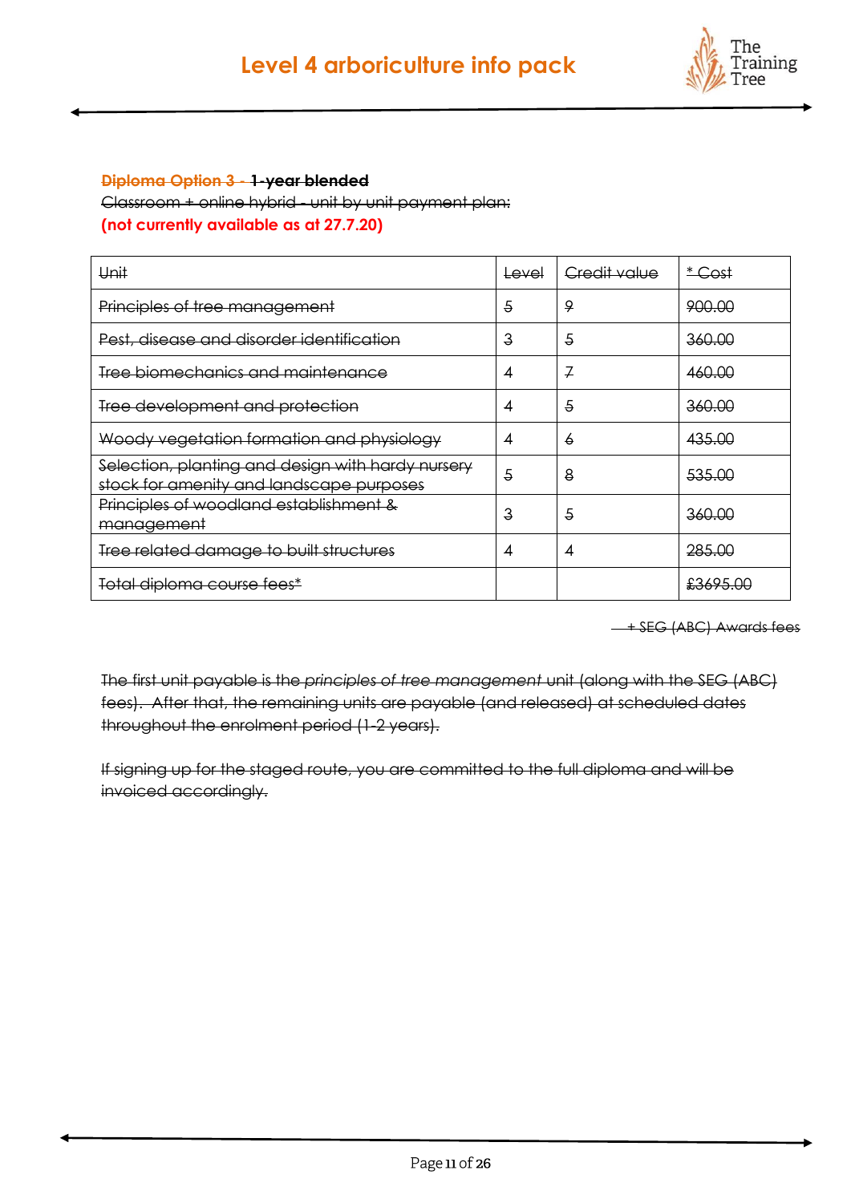**~~Diploma Option 3 - 1-year blended~~**

~~Classroom + online hybrid - unit by unit payment plan:~~

**(not currently available as at 27.7.20)**

| ~~Unit~~ | ~~Level~~ | ~~Credit value~~ | ~~* Cost~~ |
| --- | --- | --- | --- |
| ~~Principles of tree management~~ | ~~5~~ | ~~9~~ | ~~900.00~~ |
| ~~Pest, disease and disorder identification~~ | ~~3~~ | ~~5~~ | ~~360.00~~ |
| ~~Tree biomechanics and maintenance~~ | ~~4~~ | ~~7~~ | ~~460.00~~ |
| ~~Tree development and protection~~ | ~~4~~ | ~~5~~ | ~~360.00~~ |
| ~~Woody vegetation formation and physiology~~ | ~~4~~ | ~~6~~ | ~~435.00~~ |
| ~~Selection, planting and design with hardy nursery stock for amenity and landscape purposes~~ | ~~5~~ | ~~8~~ | ~~535.00~~ |
| ~~Principles of woodland establishment & management~~ | ~~3~~ | ~~5~~ | ~~360.00~~ |
| ~~Tree related damage to built structures~~ | ~~4~~ | ~~4~~ | ~~285.00~~ |
| ~~Total diploma course fees*~~ | | | ~~£3695.00~~ |

~~+ SEG (ABC) Awards fees~~

~~The first unit payable is the *principles of tree management* unit (along with the SEG (ABC) fees). After that, the remaining units are payable (and released) at scheduled dates throughout the enrolment period (1-2 years).~~

~~If signing up for the staged route, you are committed to the full diploma and will be invoiced accordingly.~~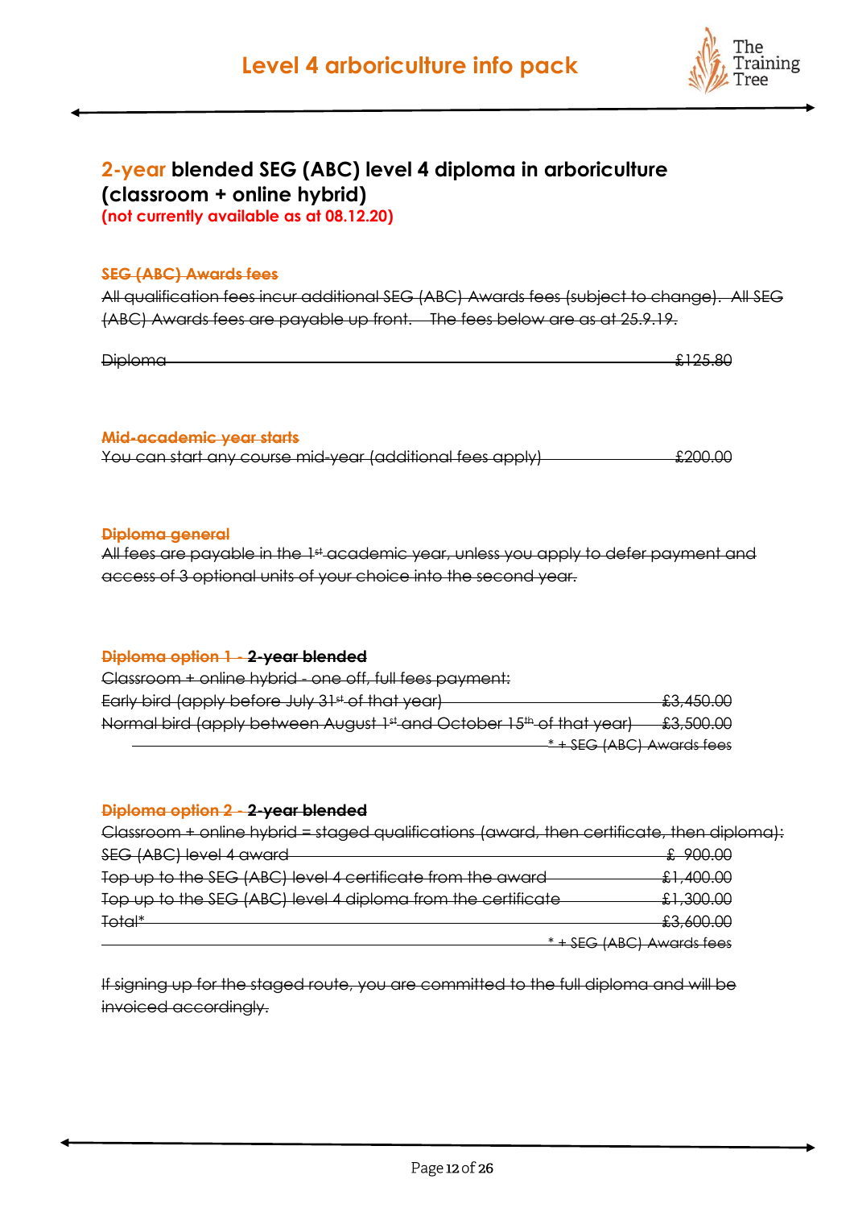## 2-year blended SEG (ABC) level 4 diploma in arboriculture (classroom + online hybrid)

**(not currently available as at 08.12.20)**

### ~~SEG (ABC) Awards fees~~

~~All qualification fees incur additional SEG (ABC) Awards fees (subject to change). All SEG (ABC) Awards fees are payable up front. The fees below are as at 25.9.19.~~

| | |
|---|---|
| ~~Diploma~~ | ~~£125.80~~ |

### ~~Mid-academic year starts~~

| | |
|---|---|
| ~~You can start any course mid-year (additional fees apply)~~ | ~~£200.00~~ |

### ~~Diploma general~~

~~All fees are payable in the 1st academic year, unless you apply to defer payment and access of 3 optional units of your choice into the second year.~~

### ~~Diploma option 1 - **2-year blended**~~

~~Classroom + online hybrid - one off, full fees payment:~~

| | |
|---|---|
| ~~Early bird (apply before July 31st of that year)~~ | ~~£3,450.00~~ |
| ~~Normal bird (apply between August 1st and October 15th of that year)~~ | ~~£3,500.00~~ |
| | ~~* + SEG (ABC) Awards fees~~ |

### ~~Diploma option 2 - **2-year blended**~~

~~Classroom + online hybrid = staged qualifications (award, then certificate, then diploma):~~

| | |
|---|---|
| ~~SEG (ABC) level 4 award~~ | ~~£ 900.00~~ |
| ~~Top up to the SEG (ABC) level 4 certificate from the award~~ | ~~£1,400.00~~ |
| ~~Top up to the SEG (ABC) level 4 diploma from the certificate~~ | ~~£1,300.00~~ |
| ~~Total*~~ | ~~£3,600.00~~ |
| | ~~* + SEG (ABC) Awards fees~~ |

~~If signing up for the staged route, you are committed to the full diploma and will be invoiced accordingly.~~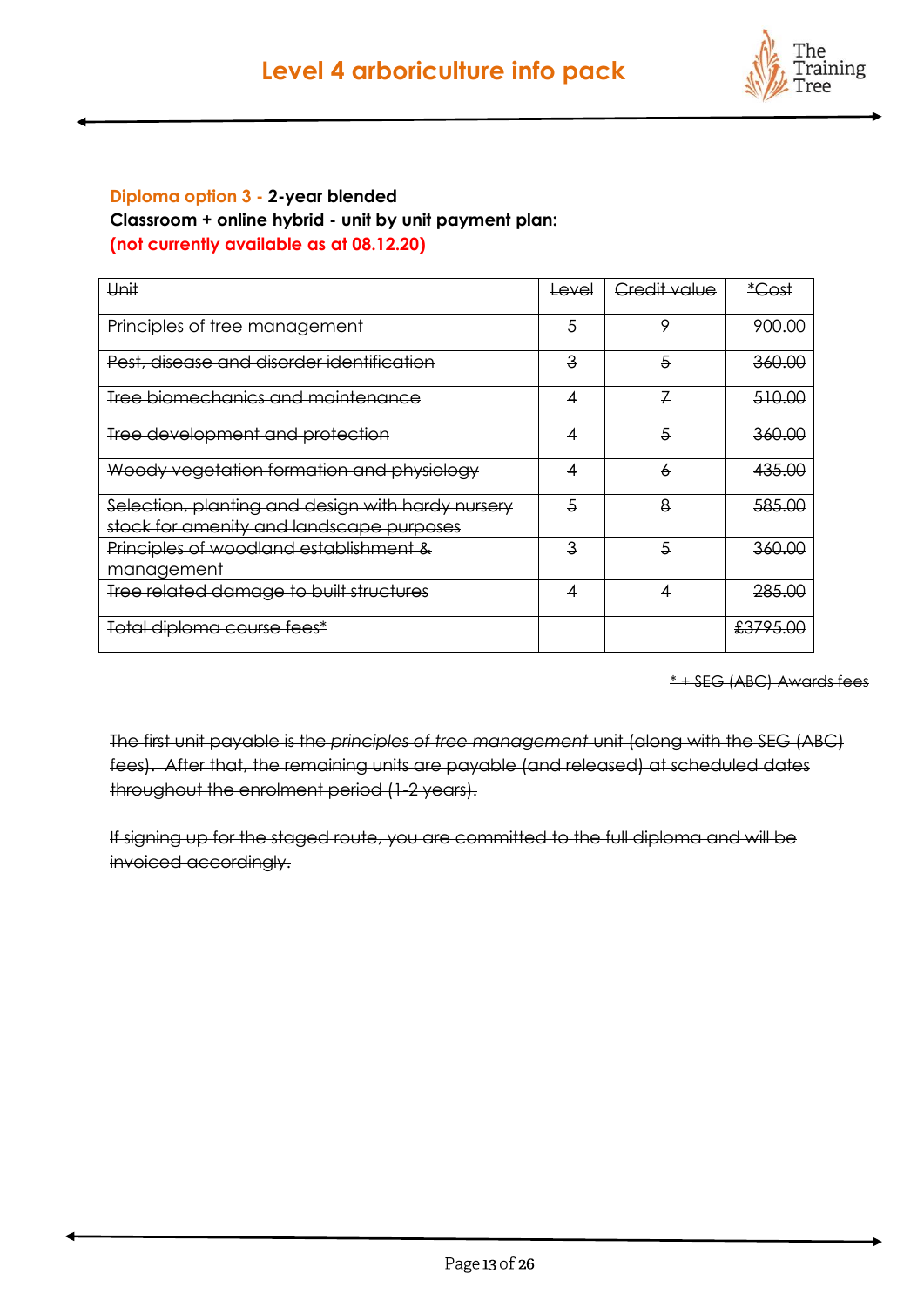**Diploma option 3 - 2-year blended**
**Classroom + online hybrid - unit by unit payment plan:**
**(not currently available as at 08.12.20)**

| ~~Unit~~ | ~~Level~~ | ~~Credit value~~ | ~~*Cost~~ |
|---|---|---|---|
| ~~Principles of tree management~~ | ~~5~~ | ~~9~~ | ~~900.00~~ |
| ~~Pest, disease and disorder identification~~ | ~~3~~ | ~~5~~ | ~~360.00~~ |
| ~~Tree biomechanics and maintenance~~ | ~~4~~ | ~~7~~ | ~~510.00~~ |
| ~~Tree development and protection~~ | ~~4~~ | ~~5~~ | ~~360.00~~ |
| ~~Woody vegetation formation and physiology~~ | ~~4~~ | ~~6~~ | ~~435.00~~ |
| ~~Selection, planting and design with hardy nursery stock for amenity and landscape purposes~~ | ~~5~~ | ~~8~~ | ~~585.00~~ |
| ~~Principles of woodland establishment & management~~ | ~~3~~ | ~~5~~ | ~~360.00~~ |
| ~~Tree related damage to built structures~~ | ~~4~~ | ~~4~~ | ~~285.00~~ |
| ~~Total diploma course fees*~~ | | | ~~£3795.00~~ |

~~* + SEG (ABC) Awards fees~~

~~The first unit payable is the *principles of tree management* unit (along with the SEG (ABC) fees). After that, the remaining units are payable (and released) at scheduled dates throughout the enrolment period (1-2 years).~~

~~If signing up for the staged route, you are committed to the full diploma and will be invoiced accordingly.~~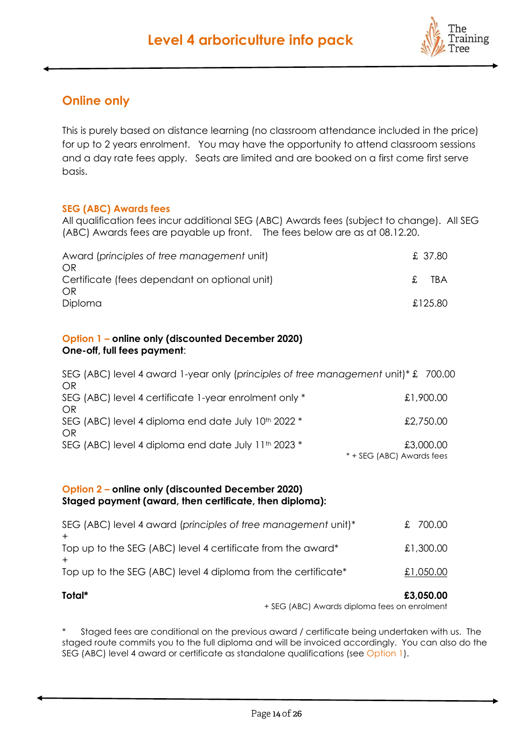## Online only

This is purely based on distance learning (no classroom attendance included in the price) for up to 2 years enrolment. You may have the opportunity to attend classroom sessions and a day rate fees apply. Seats are limited and are booked on a first come first serve basis.

### SEG (ABC) Awards fees

All qualification fees incur additional SEG (ABC) Awards fees (subject to change). All SEG (ABC) Awards fees are payable up front. The fees below are as at 08.12.20.

| | |
|---|---|
| Award (*principles of tree management* unit) | £ 37.80 |
| OR | |
| Certificate (fees dependant on optional unit) | £ TBA |
| OR | |
| Diploma | £125.80 |

### Option 1 – **online only (discounted December 2020)**

**One-off, full fees payment**:

| | |
|---|---|
| SEG (ABC) level 4 award 1-year only (*principles of tree management* unit)* | £ 700.00 |
| OR | |
| SEG (ABC) level 4 certificate 1-year enrolment only * | £1,900.00 |
| OR | |
| SEG (ABC) level 4 diploma end date July 10th 2022 * | £2,750.00 |
| OR | |
| SEG (ABC) level 4 diploma end date July 11th 2023 * | £3,000.00 |

\* + SEG (ABC) Awards fees

### Option 2 – **online only (discounted December 2020)**

**Staged payment (award, then certificate, then diploma):**

| | |
|---|---|
| SEG (ABC) level 4 award (*principles of tree management* unit)* | £ 700.00 |
| + | |
| Top up to the SEG (ABC) level 4 certificate from the award* | £1,300.00 |
| + | |
| Top up to the SEG (ABC) level 4 diploma from the certificate* | £1,050.00 |
| **Total*** | **£3,050.00** |

+ SEG (ABC) Awards diploma fees on enrolment

\* Staged fees are conditional on the previous award / certificate being undertaken with us. The staged route commits you to the full diploma and will be invoiced accordingly. You can also do the SEG (ABC) level 4 award or certificate as standalone qualifications (see Option 1).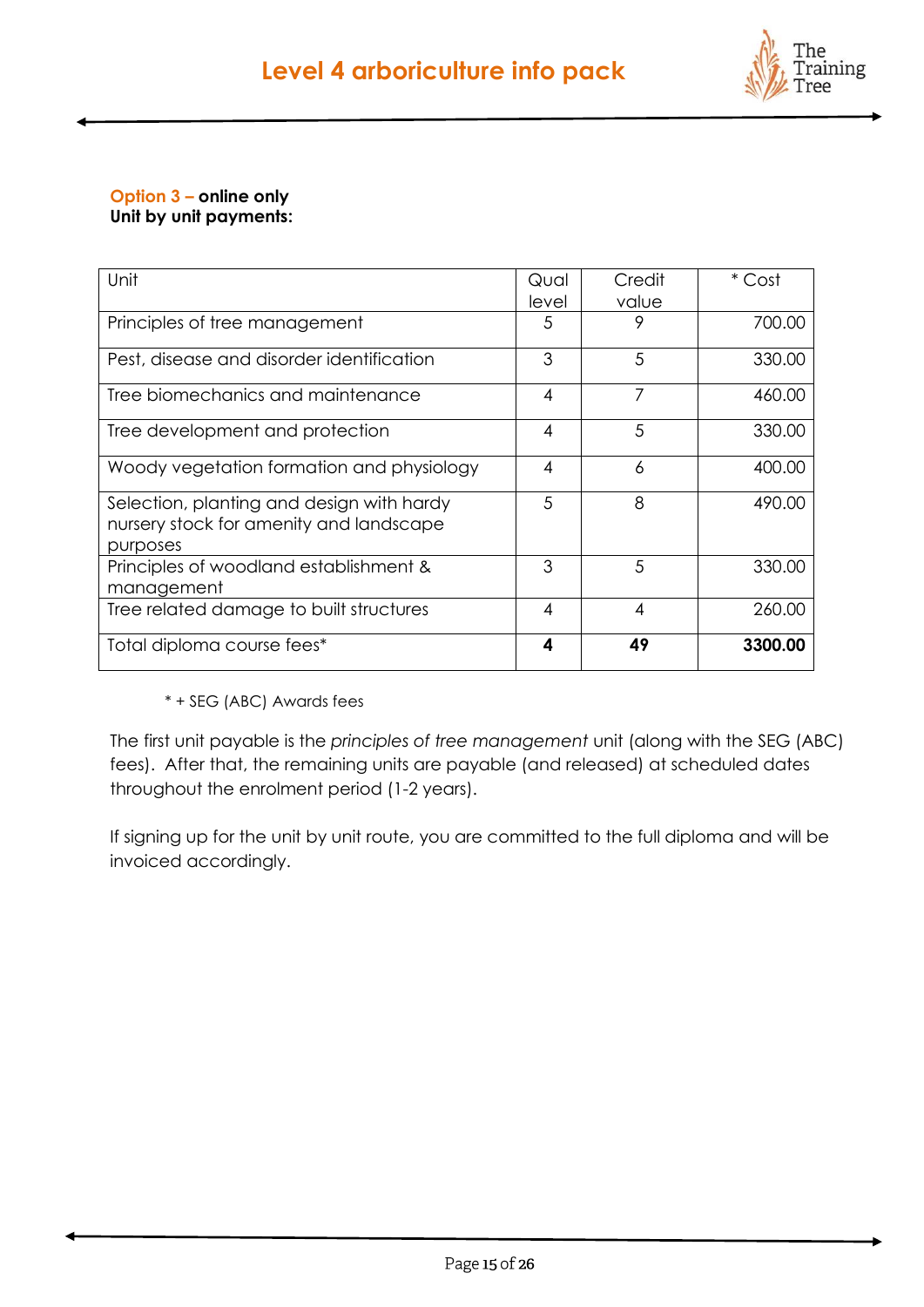**Option 3 – online only**
**Unit by unit payments:**

| Unit | Qual level | Credit value | * Cost |
|---|---|---|---|
| Principles of tree management | 5 | 9 | 700.00 |
| Pest, disease and disorder identification | 3 | 5 | 330.00 |
| Tree biomechanics and maintenance | 4 | 7 | 460.00 |
| Tree development and protection | 4 | 5 | 330.00 |
| Woody vegetation formation and physiology | 4 | 6 | 400.00 |
| Selection, planting and design with hardy nursery stock for amenity and landscape purposes | 5 | 8 | 490.00 |
| Principles of woodland establishment & management | 3 | 5 | 330.00 |
| Tree related damage to built structures | 4 | 4 | 260.00 |
| Total diploma course fees* | **4** | **49** | **3300.00** |

\* + SEG (ABC) Awards fees

The first unit payable is the *principles of tree management* unit (along with the SEG (ABC) fees). After that, the remaining units are payable (and released) at scheduled dates throughout the enrolment period (1-2 years).

If signing up for the unit by unit route, you are committed to the full diploma and will be invoiced accordingly.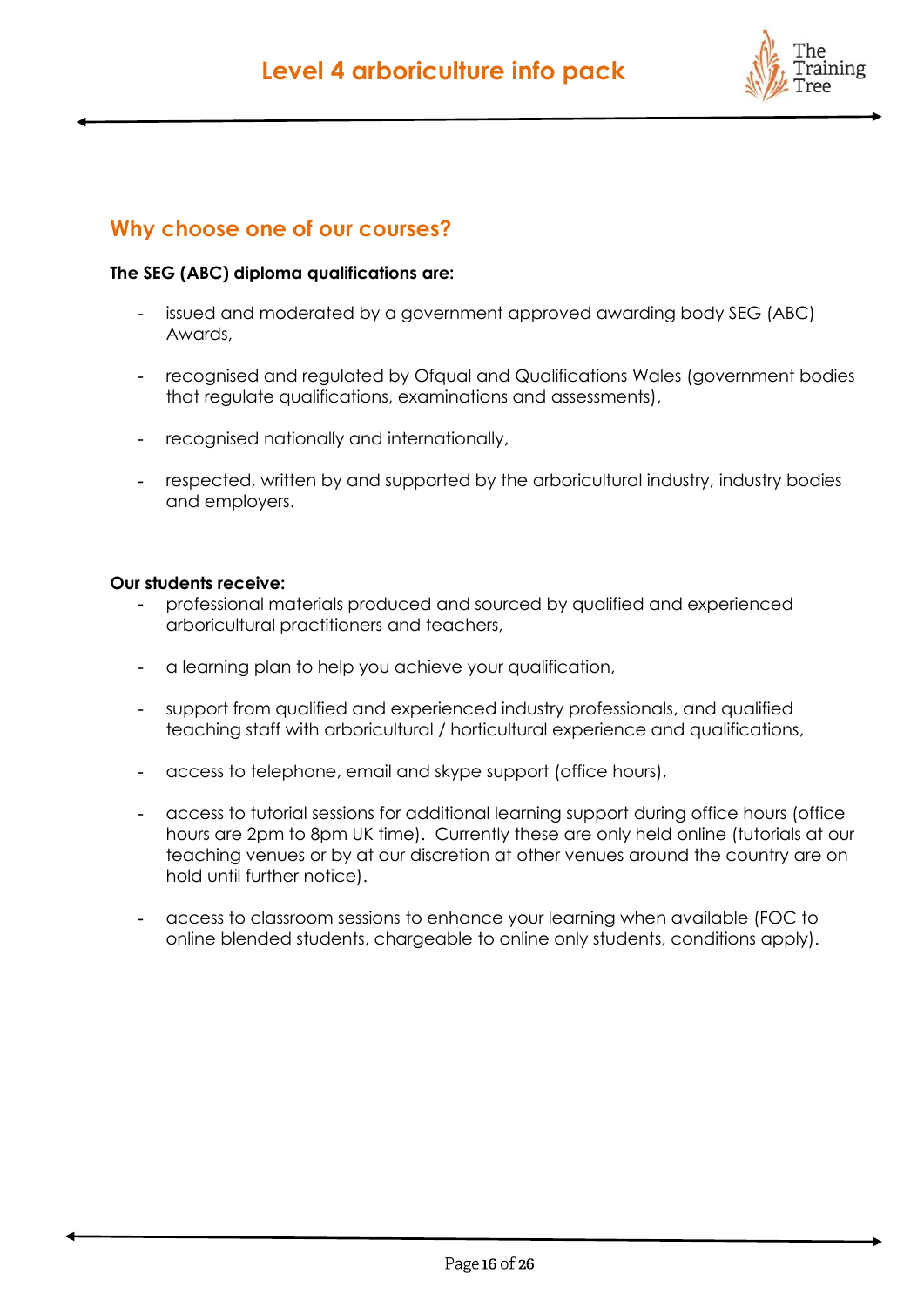## Why choose one of our courses?

**The SEG (ABC) diploma qualifications are:**

- issued and moderated by a government approved awarding body SEG (ABC) Awards,

- recognised and regulated by Ofqual and Qualifications Wales (government bodies that regulate qualifications, examinations and assessments),

- recognised nationally and internationally,

- respected, written by and supported by the arboricultural industry, industry bodies and employers.

**Our students receive:**

- professional materials produced and sourced by qualified and experienced arboricultural practitioners and teachers,

- a learning plan to help you achieve your qualification,

- support from qualified and experienced industry professionals, and qualified teaching staff with arboricultural / horticultural experience and qualifications,

- access to telephone, email and skype support (office hours),

- access to tutorial sessions for additional learning support during office hours (office hours are 2pm to 8pm UK time). Currently these are only held online (tutorials at our teaching venues or by at our discretion at other venues around the country are on hold until further notice).

- access to classroom sessions to enhance your learning when available (FOC to online blended students, chargeable to online only students, conditions apply).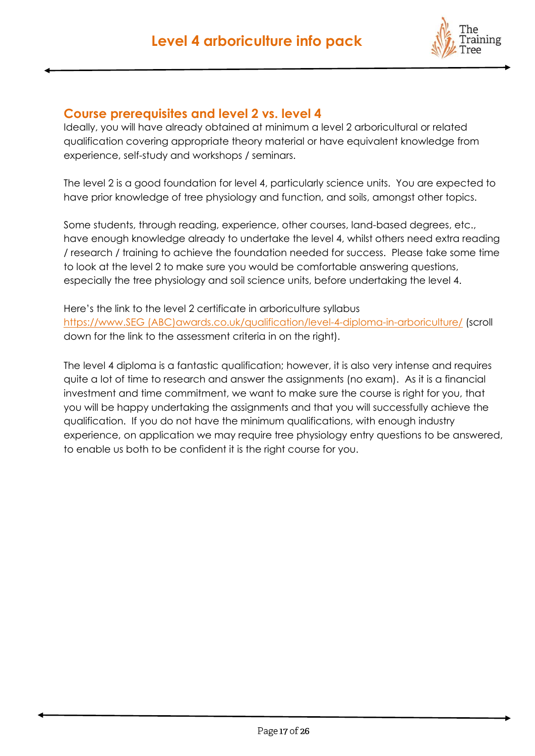## Course prerequisites and level 2 vs. level 4

Ideally, you will have already obtained at minimum a level 2 arboricultural or related qualification covering appropriate theory material or have equivalent knowledge from experience, self-study and workshops / seminars.

The level 2 is a good foundation for level 4, particularly science units. You are expected to have prior knowledge of tree physiology and function, and soils, amongst other topics.

Some students, through reading, experience, other courses, land-based degrees, etc., have enough knowledge already to undertake the level 4, whilst others need extra reading / research / training to achieve the foundation needed for success. Please take some time to look at the level 2 to make sure you would be comfortable answering questions, especially the tree physiology and soil science units, before undertaking the level 4.

Here's the link to the level 2 certificate in arboriculture syllabus https://www.SEG (ABC)awards.co.uk/qualification/level-4-diploma-in-arboriculture/ (scroll down for the link to the assessment criteria in on the right).

The level 4 diploma is a fantastic qualification; however, it is also very intense and requires quite a lot of time to research and answer the assignments (no exam). As it is a financial investment and time commitment, we want to make sure the course is right for you, that you will be happy undertaking the assignments and that you will successfully achieve the qualification. If you do not have the minimum qualifications, with enough industry experience, on application we may require tree physiology entry questions to be answered, to enable us both to be confident it is the right course for you.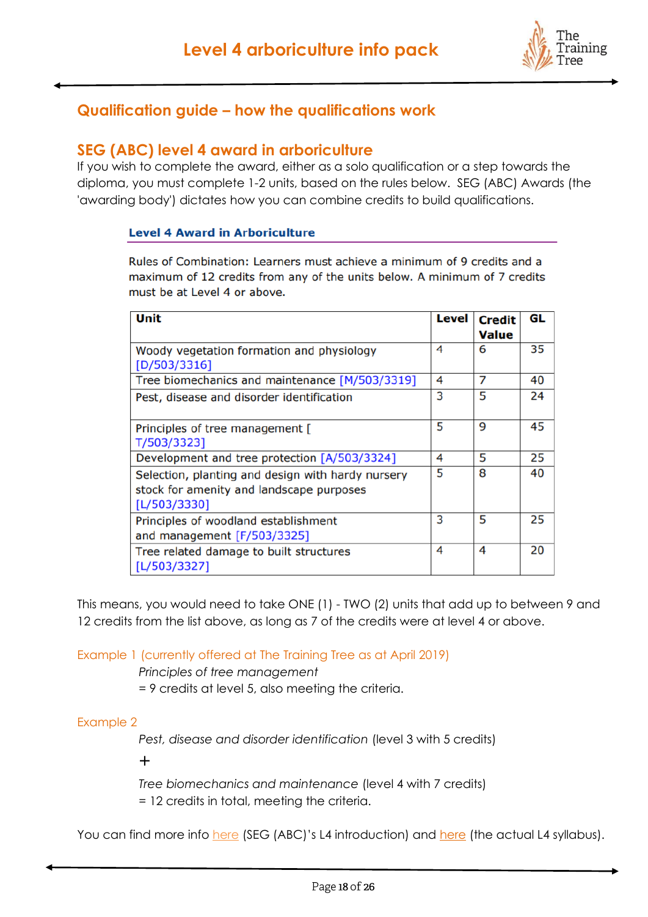## Qualification guide – how the qualifications work

## SEG (ABC) level 4 award in arboriculture

If you wish to complete the award, either as a solo qualification or a step towards the diploma, you must complete 1-2 units, based on the rules below. SEG (ABC) Awards (the 'awarding body') dictates how you can combine credits to build qualifications.

### Level 4 Award in Arboriculture

Rules of Combination: Learners must achieve a minimum of 9 credits and a maximum of 12 credits from any of the units below. A minimum of 7 credits must be at Level 4 or above.

| Unit | Level | Credit Value | GL |
|---|---|---|---|
| Woody vegetation formation and physiology [D/503/3316] | 4 | 6 | 35 |
| Tree biomechanics and maintenance [M/503/3319] | 4 | 7 | 40 |
| Pest, disease and disorder identification | 3 | 5 | 24 |
| Principles of tree management [ T/503/3323] | 5 | 9 | 45 |
| Development and tree protection [A/503/3324] | 4 | 5 | 25 |
| Selection, planting and design with hardy nursery stock for amenity and landscape purposes [L/503/3330] | 5 | 8 | 40 |
| Principles of woodland establishment and management [F/503/3325] | 3 | 5 | 25 |
| Tree related damage to built structures [L/503/3327] | 4 | 4 | 20 |

This means, you would need to take ONE (1) - TWO (2) units that add up to between 9 and 12 credits from the list above, as long as 7 of the credits were at level 4 or above.

Example 1 (currently offered at The Training Tree as at April 2019)

*Principles of tree management*
= 9 credits at level 5, also meeting the criteria.

Example 2

*Pest, disease and disorder identification* (level 3 with 5 credits)

+

*Tree biomechanics and maintenance* (level 4 with 7 credits)
= 12 credits in total, meeting the criteria.

You can find more info here (SEG (ABC)'s L4 introduction) and here (the actual L4 syllabus).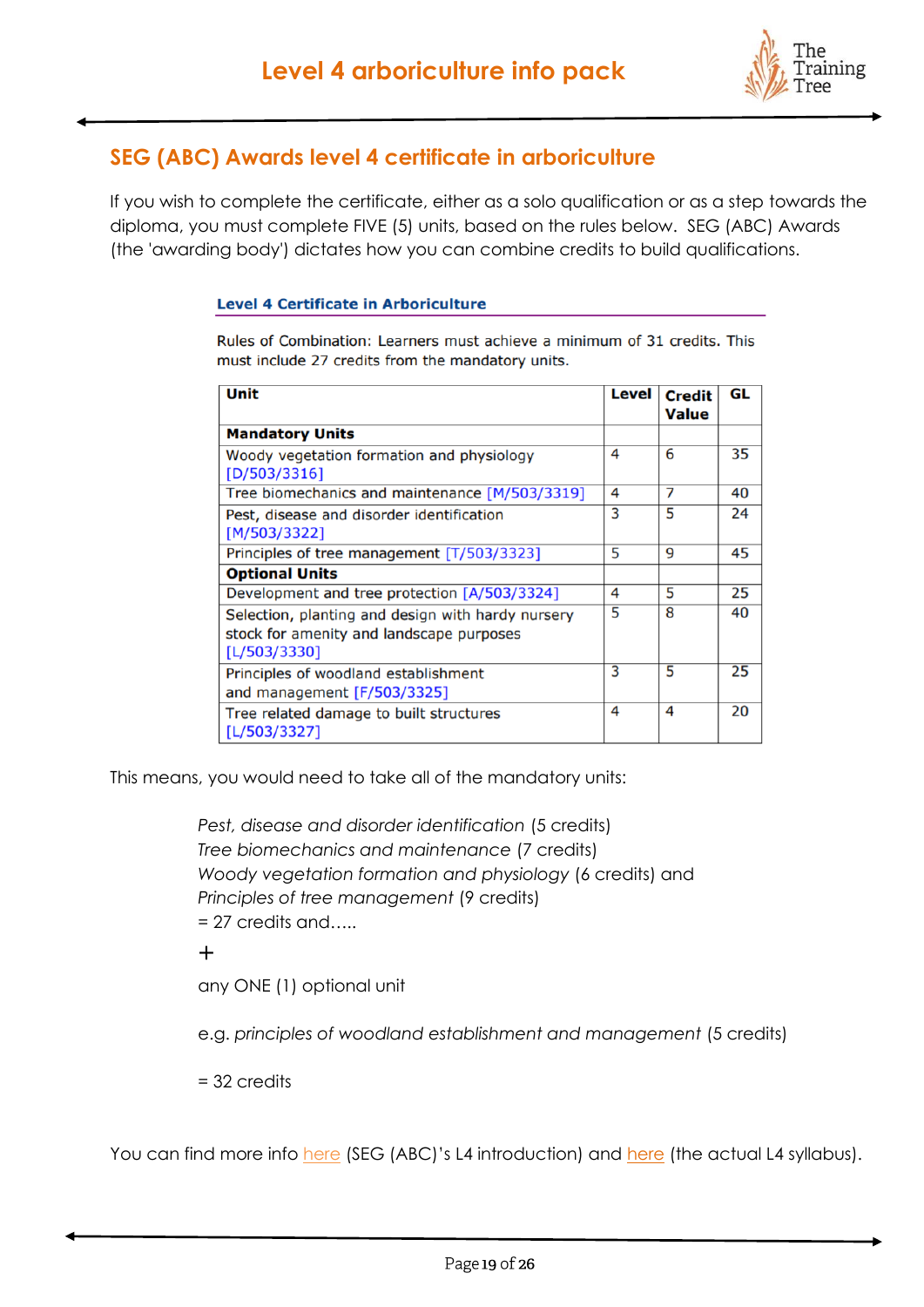## SEG (ABC) Awards level 4 certificate in arboriculture

If you wish to complete the certificate, either as a solo qualification or as a step towards the diploma, you must complete FIVE (5) units, based on the rules below. SEG (ABC) Awards (the 'awarding body') dictates how you can combine credits to build qualifications.

### Level 4 Certificate in Arboriculture

Rules of Combination: Learners must achieve a minimum of 31 credits. This must include 27 credits from the mandatory units.

| Unit | Level | Credit Value | GL |
|---|---|---|---|
| **Mandatory Units** | | | |
| Woody vegetation formation and physiology [D/503/3316] | 4 | 6 | 35 |
| Tree biomechanics and maintenance [M/503/3319] | 4 | 7 | 40 |
| Pest, disease and disorder identification [M/503/3322] | 3 | 5 | 24 |
| Principles of tree management [T/503/3323] | 5 | 9 | 45 |
| **Optional Units** | | | |
| Development and tree protection [A/503/3324] | 4 | 5 | 25 |
| Selection, planting and design with hardy nursery stock for amenity and landscape purposes [L/503/3330] | 5 | 8 | 40 |
| Principles of woodland establishment and management [F/503/3325] | 3 | 5 | 25 |
| Tree related damage to built structures [L/503/3327] | 4 | 4 | 20 |

This means, you would need to take all of the mandatory units:

*Pest, disease and disorder identification* (5 credits)
*Tree biomechanics and maintenance* (7 credits)
*Woody vegetation formation and physiology* (6 credits) and
*Principles of tree management* (9 credits)
= 27 credits and…..

+

any ONE (1) optional unit

e.g. *principles of woodland establishment and management* (5 credits)

= 32 credits

You can find more info here (SEG (ABC)'s L4 introduction) and here (the actual L4 syllabus).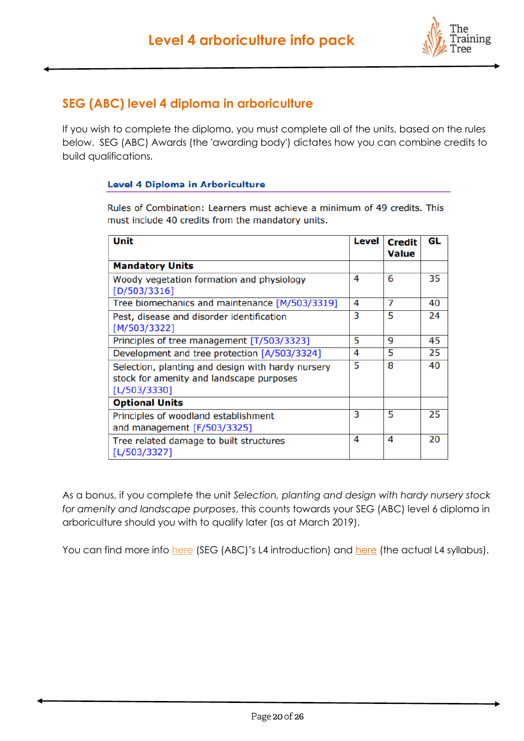## SEG (ABC) level 4 diploma in arboriculture

If you wish to complete the diploma, you must complete all of the units, based on the rules below. SEG (ABC) Awards (the 'awarding body') dictates how you can combine credits to build qualifications.

### Level 4 Diploma in Arboriculture

Rules of Combination: Learners must achieve a minimum of 49 credits. This must include 40 credits from the mandatory units.

| Unit | Level | Credit Value | GL |
|---|---|---|---|
| **Mandatory Units** | | | |
| Woody vegetation formation and physiology [D/503/3316] | 4 | 6 | 35 |
| Tree biomechanics and maintenance [M/503/3319] | 4 | 7 | 40 |
| Pest, disease and disorder identification [M/503/3322] | 3 | 5 | 24 |
| Principles of tree management [T/503/3323] | 5 | 9 | 45 |
| Development and tree protection [A/503/3324] | 4 | 5 | 25 |
| Selection, planting and design with hardy nursery stock for amenity and landscape purposes [L/503/3330] | 5 | 8 | 40 |
| **Optional Units** | | | |
| Principles of woodland establishment and management [F/503/3325] | 3 | 5 | 25 |
| Tree related damage to built structures [L/503/3327] | 4 | 4 | 20 |

As a bonus, if you complete the unit *Selection, planting and design with hardy nursery stock for amenity and landscape purposes*, this counts towards your SEG (ABC) level 6 diploma in arboriculture should you with to qualify later (as at March 2019).

You can find more info here (SEG (ABC)'s L4 introduction) and here (the actual L4 syllabus).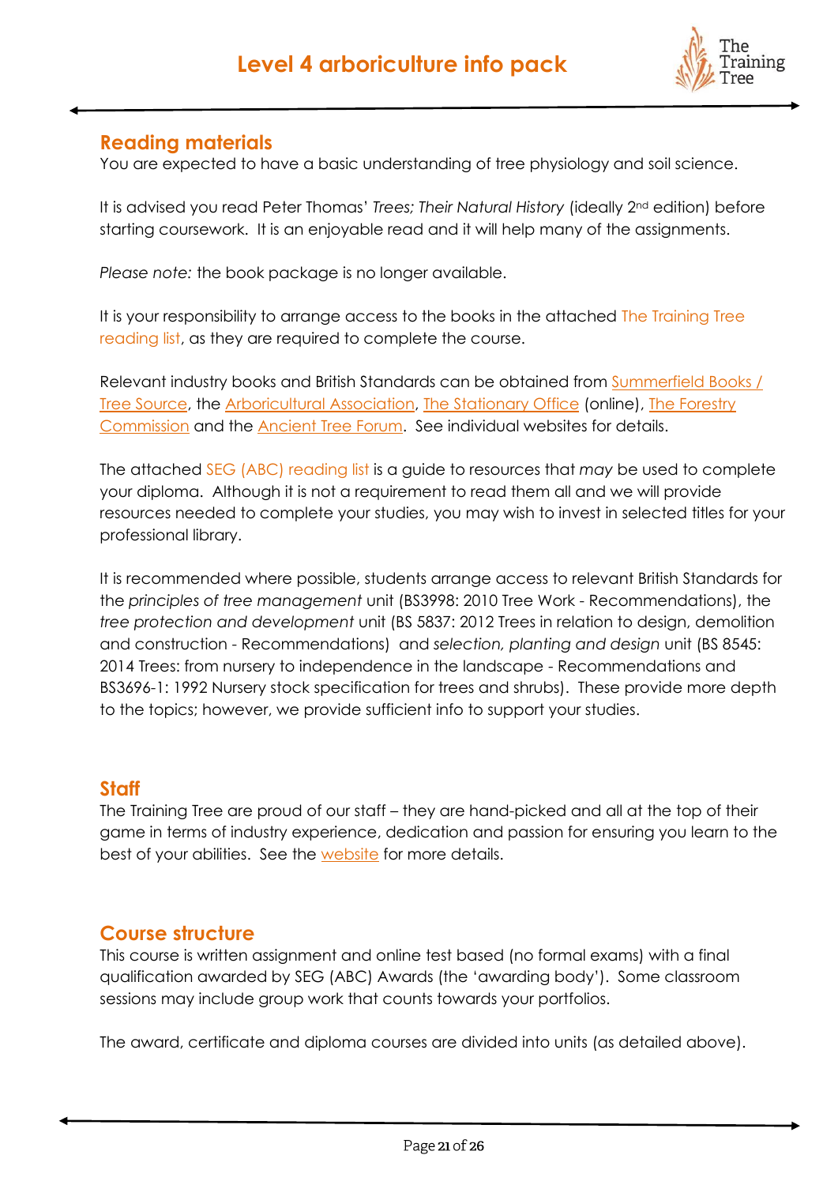# Level 4 arboriculture info pack

## Reading materials

You are expected to have a basic understanding of tree physiology and soil science.

It is advised you read Peter Thomas' *Trees; Their Natural History* (ideally 2nd edition) before starting coursework. It is an enjoyable read and it will help many of the assignments.

*Please note:* the book package is no longer available.

It is your responsibility to arrange access to the books in the attached The Training Tree reading list, as they are required to complete the course.

Relevant industry books and British Standards can be obtained from Summerfield Books / Tree Source, the Arboricultural Association, The Stationary Office (online), The Forestry Commission and the Ancient Tree Forum. See individual websites for details.

The attached SEG (ABC) reading list is a guide to resources that *may* be used to complete your diploma. Although it is not a requirement to read them all and we will provide resources needed to complete your studies, you may wish to invest in selected titles for your professional library.

It is recommended where possible, students arrange access to relevant British Standards for the *principles of tree management* unit (BS3998: 2010 Tree Work - Recommendations), the *tree protection and development* unit (BS 5837: 2012 Trees in relation to design, demolition and construction - Recommendations) and *selection, planting and design* unit (BS 8545: 2014 Trees: from nursery to independence in the landscape - Recommendations and BS3696-1: 1992 Nursery stock specification for trees and shrubs). These provide more depth to the topics; however, we provide sufficient info to support your studies.

## Staff

The Training Tree are proud of our staff – they are hand-picked and all at the top of their game in terms of industry experience, dedication and passion for ensuring you learn to the best of your abilities. See the website for more details.

## Course structure

This course is written assignment and online test based (no formal exams) with a final qualification awarded by SEG (ABC) Awards (the 'awarding body'). Some classroom sessions may include group work that counts towards your portfolios.

The award, certificate and diploma courses are divided into units (as detailed above).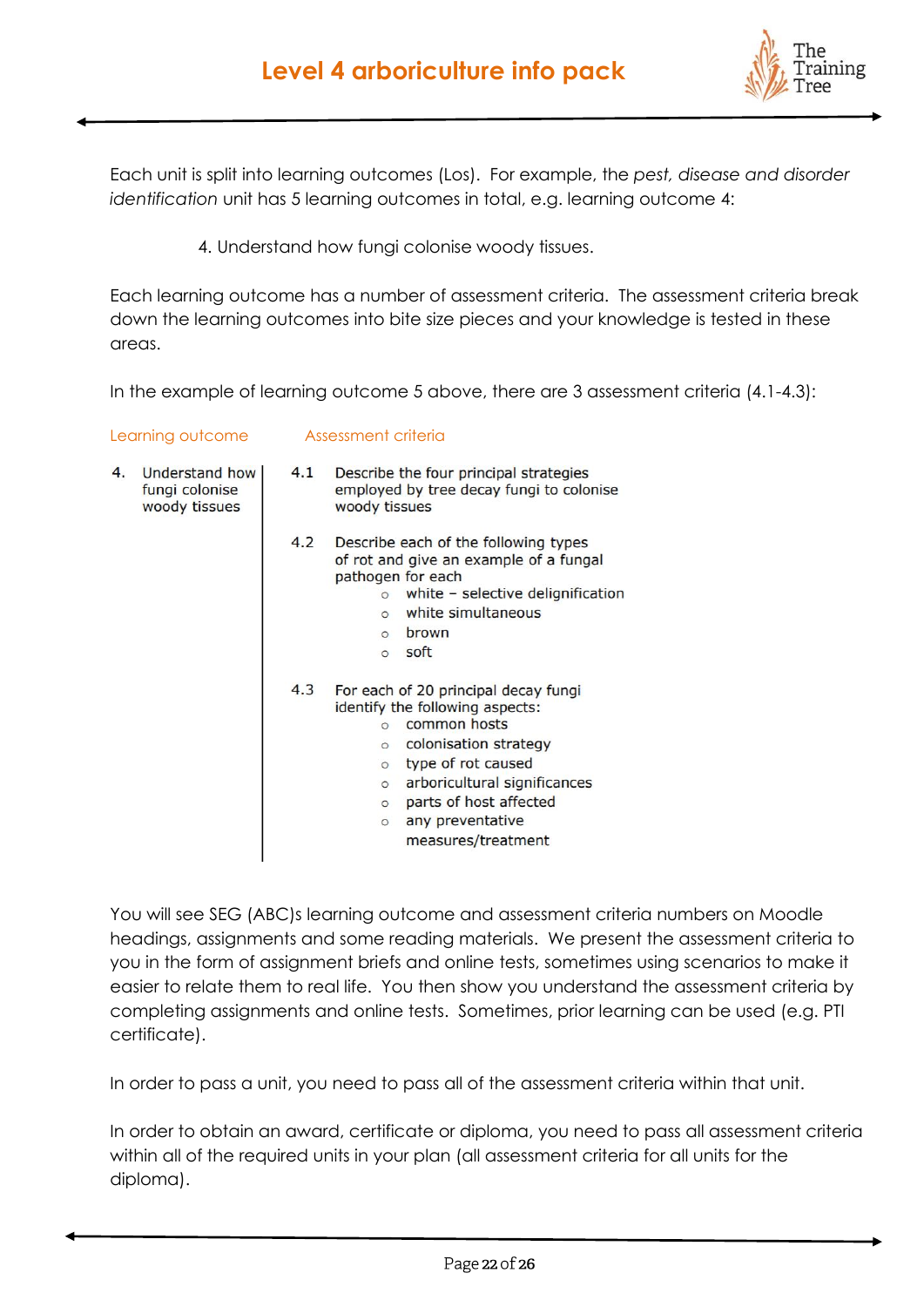Each unit is split into learning outcomes (Los). For example, the *pest, disease and disorder identification* unit has 5 learning outcomes in total, e.g. learning outcome 4:

4. Understand how fungi colonise woody tissues.

Each learning outcome has a number of assessment criteria. The assessment criteria break down the learning outcomes into bite size pieces and your knowledge is tested in these areas.

In the example of learning outcome 5 above, there are 3 assessment criteria (4.1-4.3):

| Learning outcome | Assessment criteria |
|---|---|
| 4. Understand how fungi colonise woody tissues | 4.1 Describe the four principal strategies employed by tree decay fungi to colonise woody tissues |
| | 4.2 Describe each of the following types of rot and give an example of a fungal pathogen for each<br>○ white – selective delignification<br>○ white simultaneous<br>○ brown<br>○ soft |
| | 4.3 For each of 20 principal decay fungi identify the following aspects:<br>○ common hosts<br>○ colonisation strategy<br>○ type of rot caused<br>○ arboricultural significances<br>○ parts of host affected<br>○ any preventative measures/treatment |

You will see SEG (ABC)s learning outcome and assessment criteria numbers on Moodle headings, assignments and some reading materials. We present the assessment criteria to you in the form of assignment briefs and online tests, sometimes using scenarios to make it easier to relate them to real life. You then show you understand the assessment criteria by completing assignments and online tests. Sometimes, prior learning can be used (e.g. PTI certificate).

In order to pass a unit, you need to pass all of the assessment criteria within that unit.

In order to obtain an award, certificate or diploma, you need to pass all assessment criteria within all of the required units in your plan (all assessment criteria for all units for the diploma).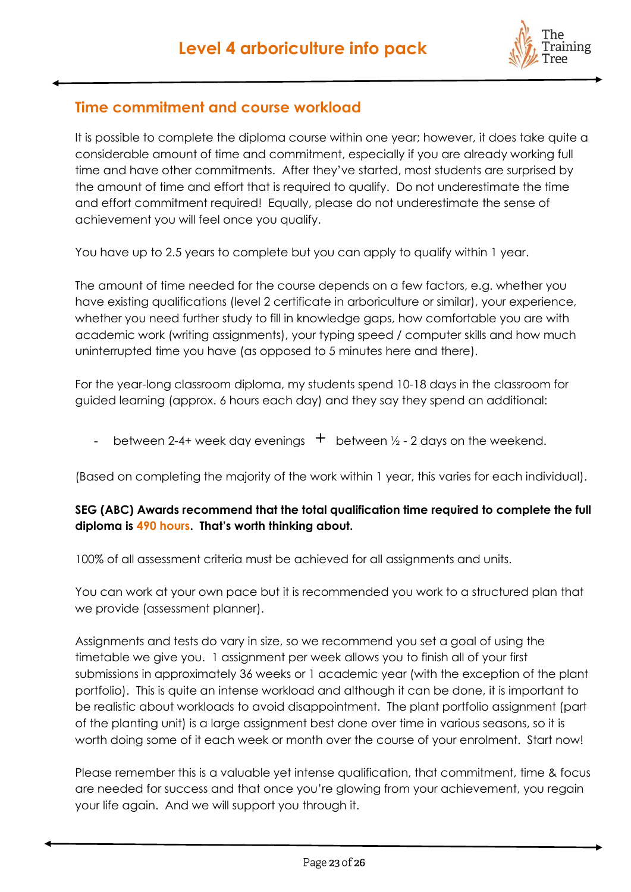## Time commitment and course workload

It is possible to complete the diploma course within one year; however, it does take quite a considerable amount of time and commitment, especially if you are already working full time and have other commitments. After they've started, most students are surprised by the amount of time and effort that is required to qualify. Do not underestimate the time and effort commitment required! Equally, please do not underestimate the sense of achievement you will feel once you qualify.

You have up to 2.5 years to complete but you can apply to qualify within 1 year.

The amount of time needed for the course depends on a few factors, e.g. whether you have existing qualifications (level 2 certificate in arboriculture or similar), your experience, whether you need further study to fill in knowledge gaps, how comfortable you are with academic work (writing assignments), your typing speed / computer skills and how much uninterrupted time you have (as opposed to 5 minutes here and there).

For the year-long classroom diploma, my students spend 10-18 days in the classroom for guided learning (approx. 6 hours each day) and they say they spend an additional:

- between 2-4+ week day evenings + between ½ - 2 days on the weekend.

(Based on completing the majority of the work within 1 year, this varies for each individual).

**SEG (ABC) Awards recommend that the total qualification time required to complete the full diploma is 490 hours. That's worth thinking about.**

100% of all assessment criteria must be achieved for all assignments and units.

You can work at your own pace but it is recommended you work to a structured plan that we provide (assessment planner).

Assignments and tests do vary in size, so we recommend you set a goal of using the timetable we give you. 1 assignment per week allows you to finish all of your first submissions in approximately 36 weeks or 1 academic year (with the exception of the plant portfolio). This is quite an intense workload and although it can be done, it is important to be realistic about workloads to avoid disappointment. The plant portfolio assignment (part of the planting unit) is a large assignment best done over time in various seasons, so it is worth doing some of it each week or month over the course of your enrolment. Start now!

Please remember this is a valuable yet intense qualification, that commitment, time & focus are needed for success and that once you're glowing from your achievement, you regain your life again. And we will support you through it.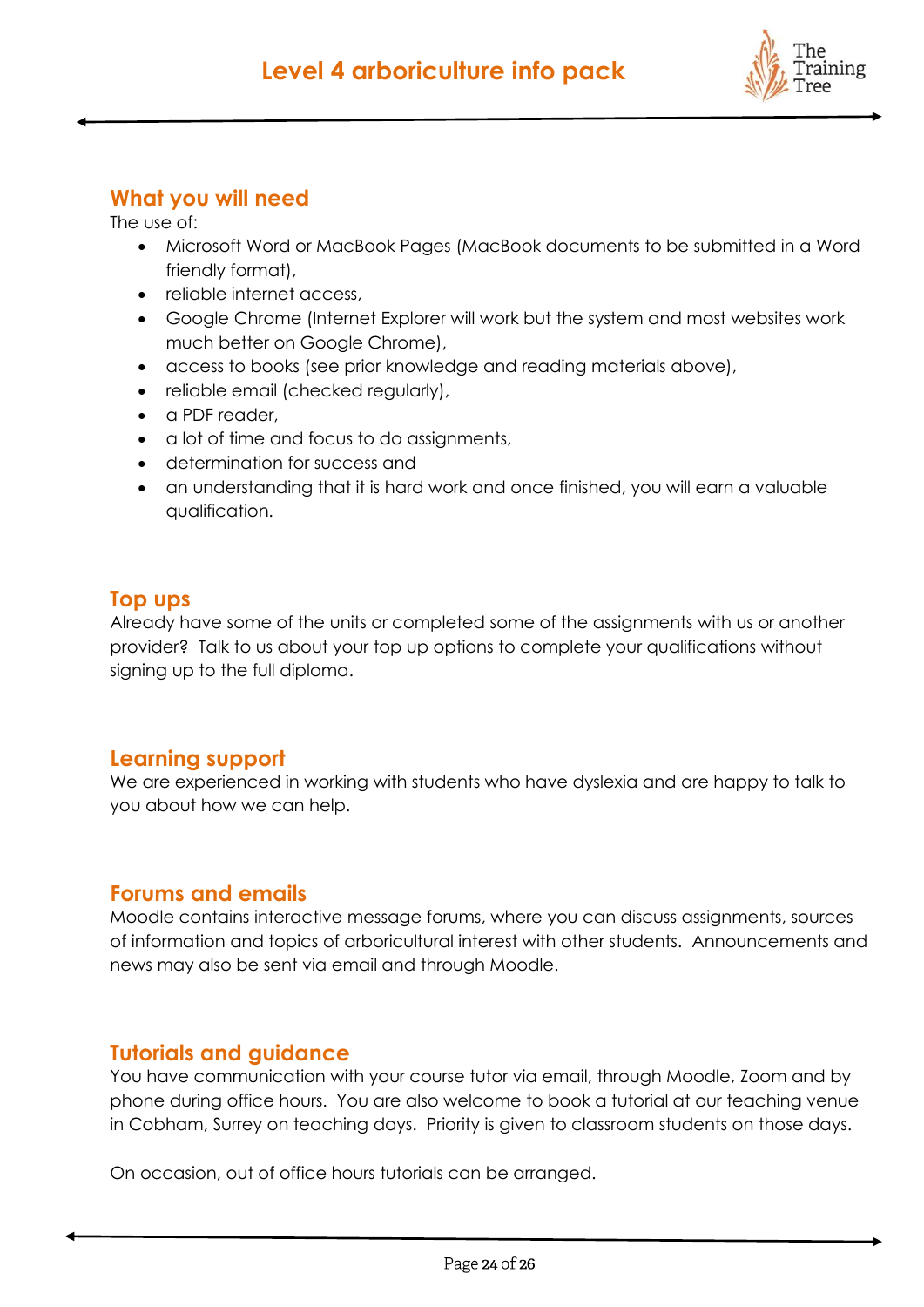## What you will need

The use of:

- Microsoft Word or MacBook Pages (MacBook documents to be submitted in a Word friendly format),
- reliable internet access,
- Google Chrome (Internet Explorer will work but the system and most websites work much better on Google Chrome),
- access to books (see prior knowledge and reading materials above),
- reliable email (checked regularly),
- a PDF reader,
- a lot of time and focus to do assignments,
- determination for success and
- an understanding that it is hard work and once finished, you will earn a valuable qualification.

## Top ups

Already have some of the units or completed some of the assignments with us or another provider? Talk to us about your top up options to complete your qualifications without signing up to the full diploma.

## Learning support

We are experienced in working with students who have dyslexia and are happy to talk to you about how we can help.

## Forums and emails

Moodle contains interactive message forums, where you can discuss assignments, sources of information and topics of arboricultural interest with other students. Announcements and news may also be sent via email and through Moodle.

## Tutorials and guidance

You have communication with your course tutor via email, through Moodle, Zoom and by phone during office hours. You are also welcome to book a tutorial at our teaching venue in Cobham, Surrey on teaching days. Priority is given to classroom students on those days.

On occasion, out of office hours tutorials can be arranged.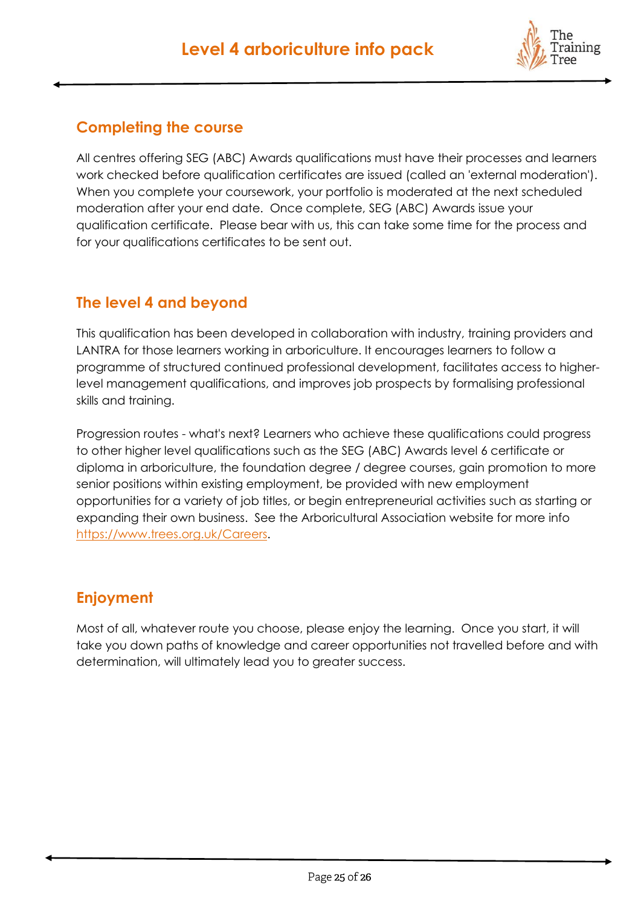## Completing the course

All centres offering SEG (ABC) Awards qualifications must have their processes and learners work checked before qualification certificates are issued (called an 'external moderation'). When you complete your coursework, your portfolio is moderated at the next scheduled moderation after your end date. Once complete, SEG (ABC) Awards issue your qualification certificate. Please bear with us, this can take some time for the process and for your qualifications certificates to be sent out.

## The level 4 and beyond

This qualification has been developed in collaboration with industry, training providers and LANTRA for those learners working in arboriculture. It encourages learners to follow a programme of structured continued professional development, facilitates access to higher-level management qualifications, and improves job prospects by formalising professional skills and training.

Progression routes - what's next? Learners who achieve these qualifications could progress to other higher level qualifications such as the SEG (ABC) Awards level 6 certificate or diploma in arboriculture, the foundation degree / degree courses, gain promotion to more senior positions within existing employment, be provided with new employment opportunities for a variety of job titles, or begin entrepreneurial activities such as starting or expanding their own business. See the Arboricultural Association website for more info [https://www.trees.org.uk/Careers](https://www.trees.org.uk/Careers).

## Enjoyment

Most of all, whatever route you choose, please enjoy the learning. Once you start, it will take you down paths of knowledge and career opportunities not travelled before and with determination, will ultimately lead you to greater success.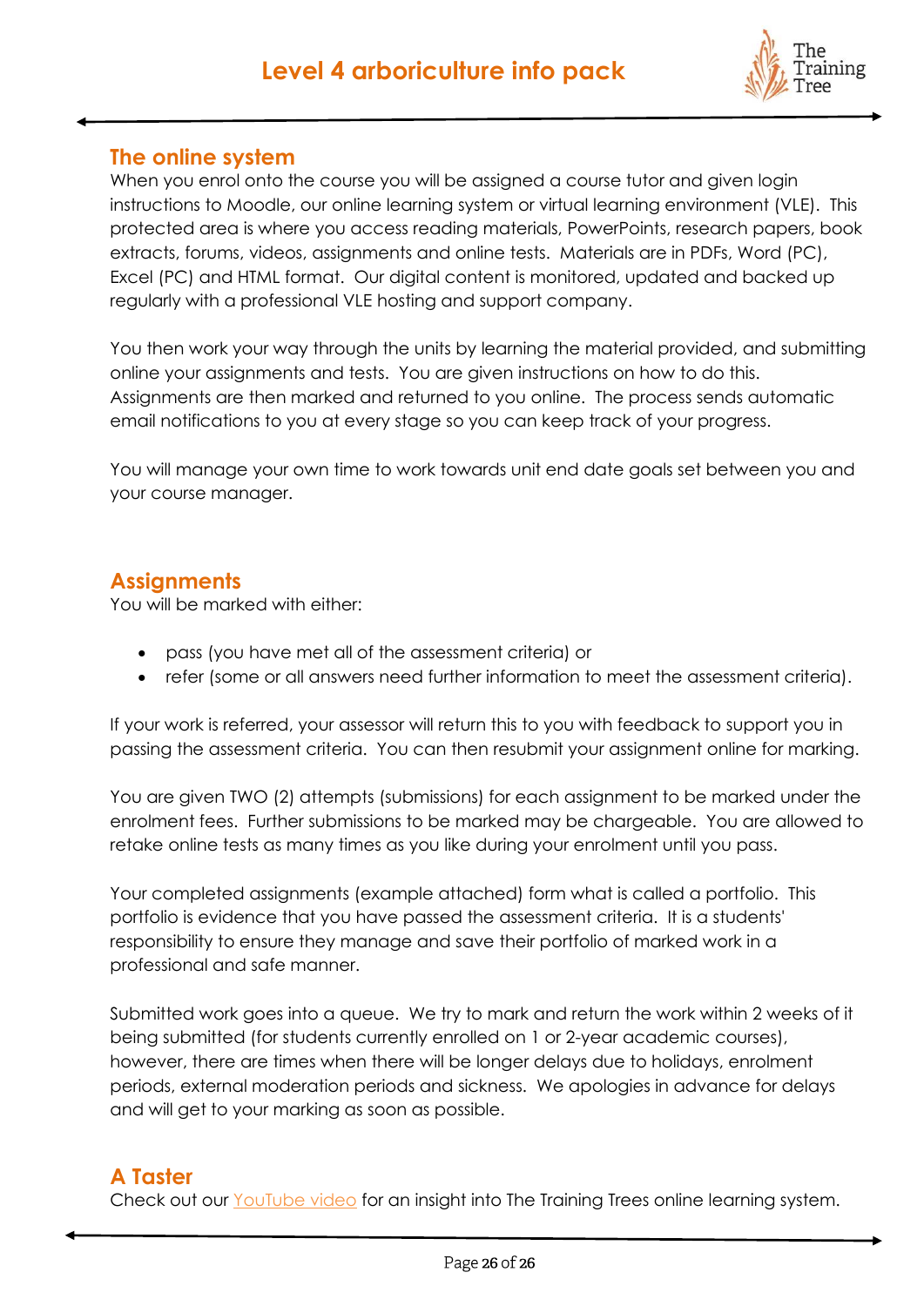## The online system

When you enrol onto the course you will be assigned a course tutor and given login instructions to Moodle, our online learning system or virtual learning environment (VLE). This protected area is where you access reading materials, PowerPoints, research papers, book extracts, forums, videos, assignments and online tests. Materials are in PDFs, Word (PC), Excel (PC) and HTML format. Our digital content is monitored, updated and backed up regularly with a professional VLE hosting and support company.

You then work your way through the units by learning the material provided, and submitting online your assignments and tests. You are given instructions on how to do this. Assignments are then marked and returned to you online. The process sends automatic email notifications to you at every stage so you can keep track of your progress.

You will manage your own time to work towards unit end date goals set between you and your course manager.

## Assignments

You will be marked with either:

- pass (you have met all of the assessment criteria) or
- refer (some or all answers need further information to meet the assessment criteria).

If your work is referred, your assessor will return this to you with feedback to support you in passing the assessment criteria. You can then resubmit your assignment online for marking.

You are given TWO (2) attempts (submissions) for each assignment to be marked under the enrolment fees. Further submissions to be marked may be chargeable. You are allowed to retake online tests as many times as you like during your enrolment until you pass.

Your completed assignments (example attached) form what is called a portfolio. This portfolio is evidence that you have passed the assessment criteria. It is a students' responsibility to ensure they manage and save their portfolio of marked work in a professional and safe manner.

Submitted work goes into a queue. We try to mark and return the work within 2 weeks of it being submitted (for students currently enrolled on 1 or 2-year academic courses), however, there are times when there will be longer delays due to holidays, enrolment periods, external moderation periods and sickness. We apologies in advance for delays and will get to your marking as soon as possible.

## A Taster

Check out our YouTube video for an insight into The Training Trees online learning system.